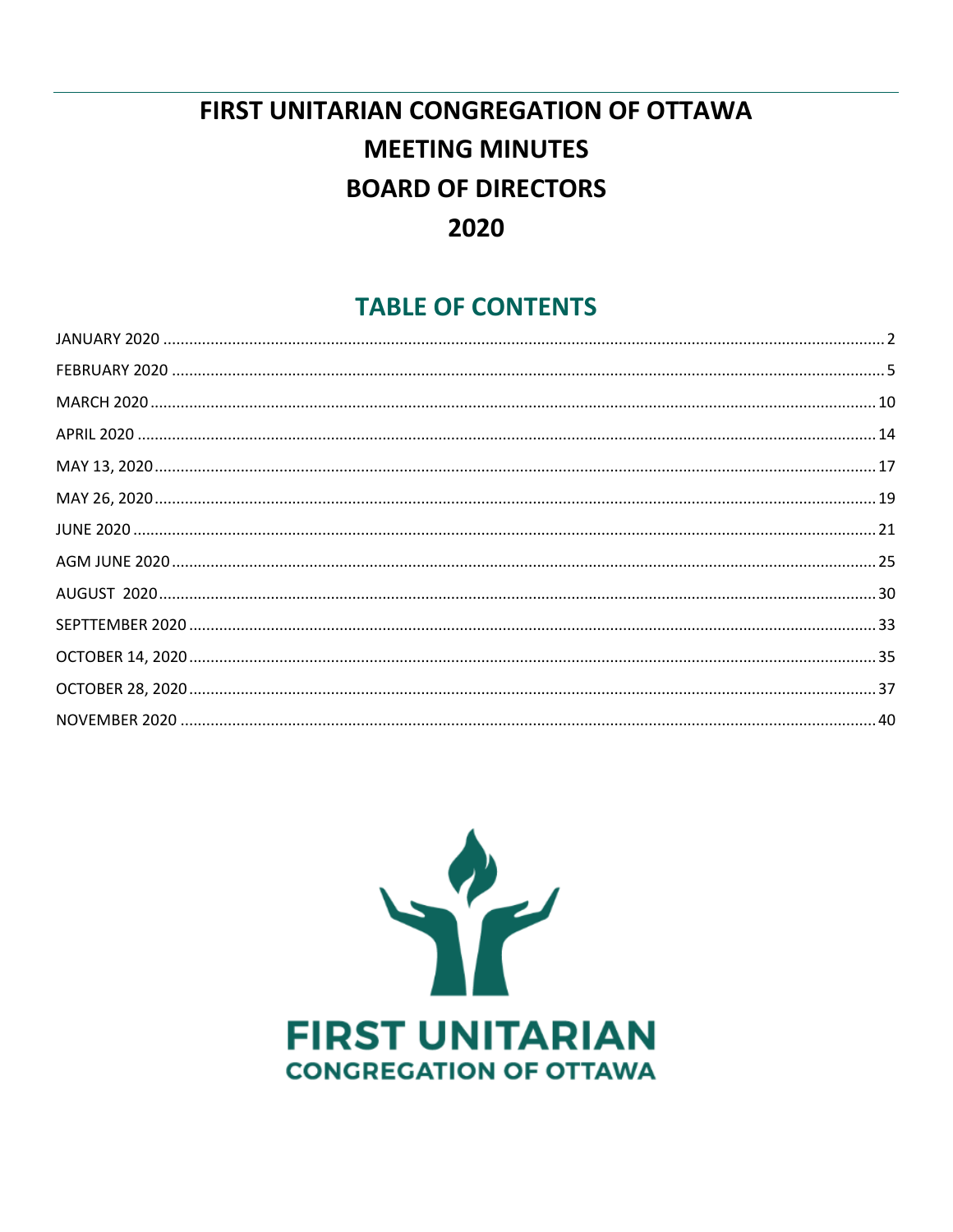# FIRST UNITARIAN CONGREGATION OF OTTAWA
# MEETING MINUTES
# BOARD OF DIRECTORS
# 2020

## TABLE OF CONTENTS

| | |
|---|---|
| JANUARY 2020 | 2 |
| FEBRUARY 2020 | 5 |
| MARCH 2020 | 10 |
| APRIL 2020 | 14 |
| MAY 13, 2020 | 17 |
| MAY 26, 2020 | 19 |
| JUNE 2020 | 21 |
| AGM JUNE 2020 | 25 |
| AUGUST 2020 | 30 |
| SEPTTEMBER 2020 | 33 |
| OCTOBER 14, 2020 | 35 |
| OCTOBER 28, 2020 | 37 |
| NOVEMBER 2020 | 40 |

FIRST UNITARIAN
CONGREGATION OF OTTAWA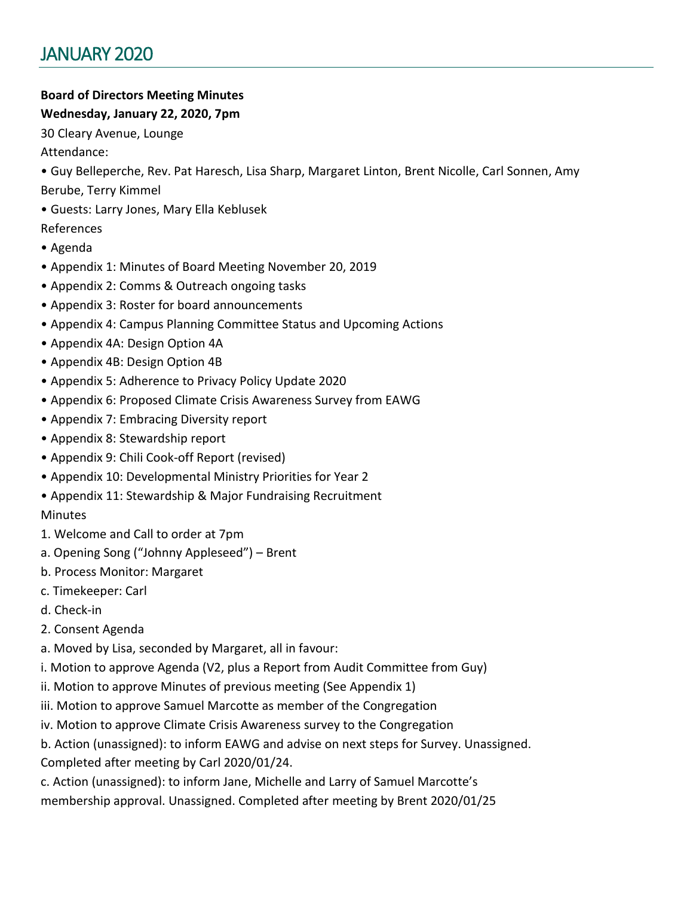# JANUARY 2020

**Board of Directors Meeting Minutes**
**Wednesday, January 22, 2020, 7pm**

30 Cleary Avenue, Lounge

Attendance:

- Guy Belleperche, Rev. Pat Haresch, Lisa Sharp, Margaret Linton, Brent Nicolle, Carl Sonnen, Amy Berube, Terry Kimmel
- Guests: Larry Jones, Mary Ella Keblusek

References

- Agenda
- Appendix 1: Minutes of Board Meeting November 20, 2019
- Appendix 2: Comms & Outreach ongoing tasks
- Appendix 3: Roster for board announcements
- Appendix 4: Campus Planning Committee Status and Upcoming Actions
- Appendix 4A: Design Option 4A
- Appendix 4B: Design Option 4B
- Appendix 5: Adherence to Privacy Policy Update 2020
- Appendix 6: Proposed Climate Crisis Awareness Survey from EAWG
- Appendix 7: Embracing Diversity report
- Appendix 8: Stewardship report
- Appendix 9: Chili Cook-off Report (revised)
- Appendix 10: Developmental Ministry Priorities for Year 2
- Appendix 11: Stewardship & Major Fundraising Recruitment

Minutes

1. Welcome and Call to order at 7pm

a. Opening Song ("Johnny Appleseed") – Brent

b. Process Monitor: Margaret

c. Timekeeper: Carl

d. Check-in

2. Consent Agenda

a. Moved by Lisa, seconded by Margaret, all in favour:

i. Motion to approve Agenda (V2, plus a Report from Audit Committee from Guy)

ii. Motion to approve Minutes of previous meeting (See Appendix 1)

iii. Motion to approve Samuel Marcotte as member of the Congregation

iv. Motion to approve Climate Crisis Awareness survey to the Congregation

b. Action (unassigned): to inform EAWG and advise on next steps for Survey. Unassigned. Completed after meeting by Carl 2020/01/24.

c. Action (unassigned): to inform Jane, Michelle and Larry of Samuel Marcotte's membership approval. Unassigned. Completed after meeting by Brent 2020/01/25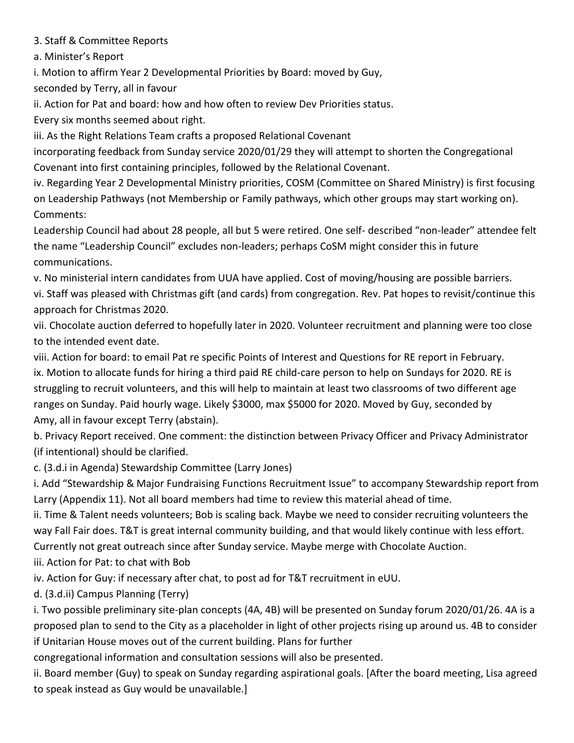3. Staff & Committee Reports

a. Minister's Report

i. Motion to affirm Year 2 Developmental Priorities by Board: moved by Guy, seconded by Terry, all in favour

ii. Action for Pat and board: how and how often to review Dev Priorities status. Every six months seemed about right.

iii. As the Right Relations Team crafts a proposed Relational Covenant incorporating feedback from Sunday service 2020/01/29 they will attempt to shorten the Congregational Covenant into first containing principles, followed by the Relational Covenant.

iv. Regarding Year 2 Developmental Ministry priorities, COSM (Committee on Shared Ministry) is first focusing on Leadership Pathways (not Membership or Family pathways, which other groups may start working on). Comments:

Leadership Council had about 28 people, all but 5 were retired. One self- described "non-leader" attendee felt the name "Leadership Council" excludes non-leaders; perhaps CoSM might consider this in future communications.

v. No ministerial intern candidates from UUA have applied. Cost of moving/housing are possible barriers.

vi. Staff was pleased with Christmas gift (and cards) from congregation. Rev. Pat hopes to revisit/continue this approach for Christmas 2020.

vii. Chocolate auction deferred to hopefully later in 2020. Volunteer recruitment and planning were too close to the intended event date.

viii. Action for board: to email Pat re specific Points of Interest and Questions for RE report in February.

ix. Motion to allocate funds for hiring a third paid RE child-care person to help on Sundays for 2020. RE is struggling to recruit volunteers, and this will help to maintain at least two classrooms of two different age ranges on Sunday. Paid hourly wage. Likely $3000, max $5000 for 2020. Moved by Guy, seconded by Amy, all in favour except Terry (abstain).

b. Privacy Report received. One comment: the distinction between Privacy Officer and Privacy Administrator (if intentional) should be clarified.

c. (3.d.i in Agenda) Stewardship Committee (Larry Jones)

i. Add "Stewardship & Major Fundraising Functions Recruitment Issue" to accompany Stewardship report from Larry (Appendix 11). Not all board members had time to review this material ahead of time.

ii. Time & Talent needs volunteers; Bob is scaling back. Maybe we need to consider recruiting volunteers the way Fall Fair does. T&T is great internal community building, and that would likely continue with less effort. Currently not great outreach since after Sunday service. Maybe merge with Chocolate Auction.

iii. Action for Pat: to chat with Bob

iv. Action for Guy: if necessary after chat, to post ad for T&T recruitment in eUU.

d. (3.d.ii) Campus Planning (Terry)

i. Two possible preliminary site-plan concepts (4A, 4B) will be presented on Sunday forum 2020/01/26. 4A is a proposed plan to send to the City as a placeholder in light of other projects rising up around us. 4B to consider if Unitarian House moves out of the current building. Plans for further congregational information and consultation sessions will also be presented.

ii. Board member (Guy) to speak on Sunday regarding aspirational goals. [After the board meeting, Lisa agreed to speak instead as Guy would be unavailable.]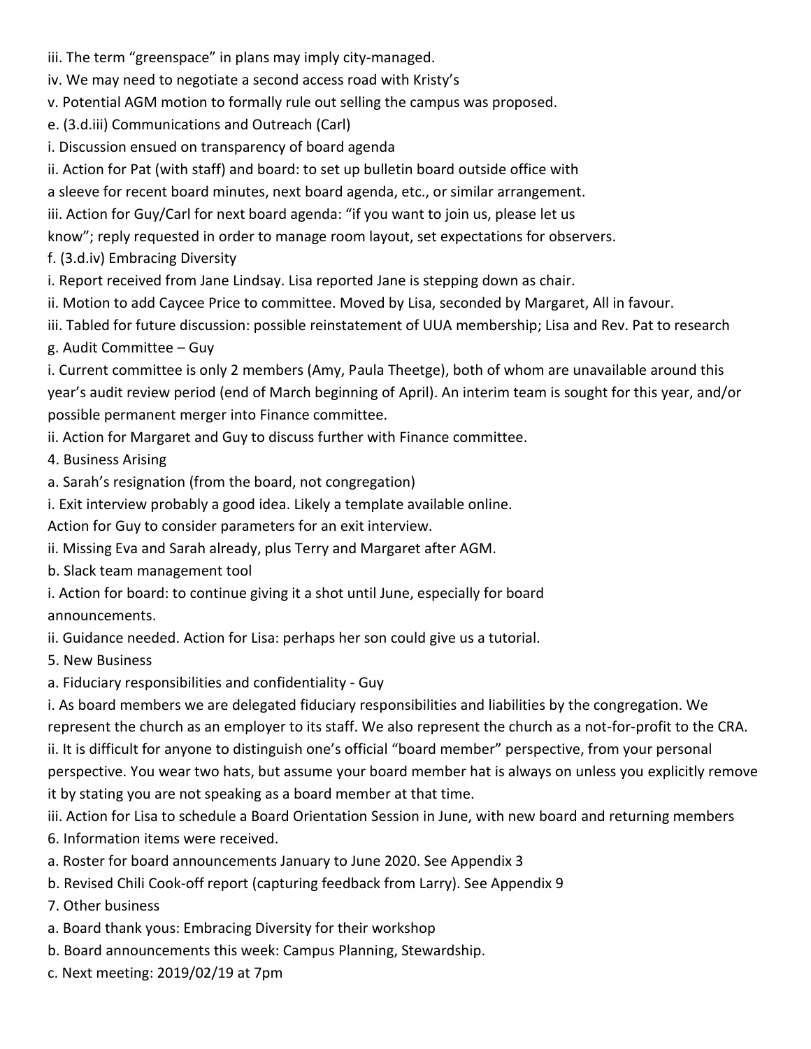iii. The term "greenspace" in plans may imply city-managed.

iv. We may need to negotiate a second access road with Kristy's

v. Potential AGM motion to formally rule out selling the campus was proposed.

e. (3.d.iii) Communications and Outreach (Carl)

i. Discussion ensued on transparency of board agenda

ii. Action for Pat (with staff) and board: to set up bulletin board outside office with a sleeve for recent board minutes, next board agenda, etc., or similar arrangement.

iii. Action for Guy/Carl for next board agenda: "if you want to join us, please let us know"; reply requested in order to manage room layout, set expectations for observers.

f. (3.d.iv) Embracing Diversity

i. Report received from Jane Lindsay. Lisa reported Jane is stepping down as chair.

ii. Motion to add Caycee Price to committee. Moved by Lisa, seconded by Margaret, All in favour.

iii. Tabled for future discussion: possible reinstatement of UUA membership; Lisa and Rev. Pat to research

g. Audit Committee – Guy

i. Current committee is only 2 members (Amy, Paula Theetge), both of whom are unavailable around this year's audit review period (end of March beginning of April). An interim team is sought for this year, and/or possible permanent merger into Finance committee.

ii. Action for Margaret and Guy to discuss further with Finance committee.

4. Business Arising

a. Sarah's resignation (from the board, not congregation)

i. Exit interview probably a good idea. Likely a template available online.
Action for Guy to consider parameters for an exit interview.

ii. Missing Eva and Sarah already, plus Terry and Margaret after AGM.

b. Slack team management tool

i. Action for board: to continue giving it a shot until June, especially for board announcements.

ii. Guidance needed. Action for Lisa: perhaps her son could give us a tutorial.

5. New Business

a. Fiduciary responsibilities and confidentiality - Guy

i. As board members we are delegated fiduciary responsibilities and liabilities by the congregation. We represent the church as an employer to its staff. We also represent the church as a not-for-profit to the CRA.

ii. It is difficult for anyone to distinguish one's official "board member" perspective, from your personal perspective. You wear two hats, but assume your board member hat is always on unless you explicitly remove it by stating you are not speaking as a board member at that time.

iii. Action for Lisa to schedule a Board Orientation Session in June, with new board and returning members

6. Information items were received.

a. Roster for board announcements January to June 2020. See Appendix 3

b. Revised Chili Cook-off report (capturing feedback from Larry). See Appendix 9

7. Other business

a. Board thank yous: Embracing Diversity for their workshop

b. Board announcements this week: Campus Planning, Stewardship.

c. Next meeting: 2019/02/19 at 7pm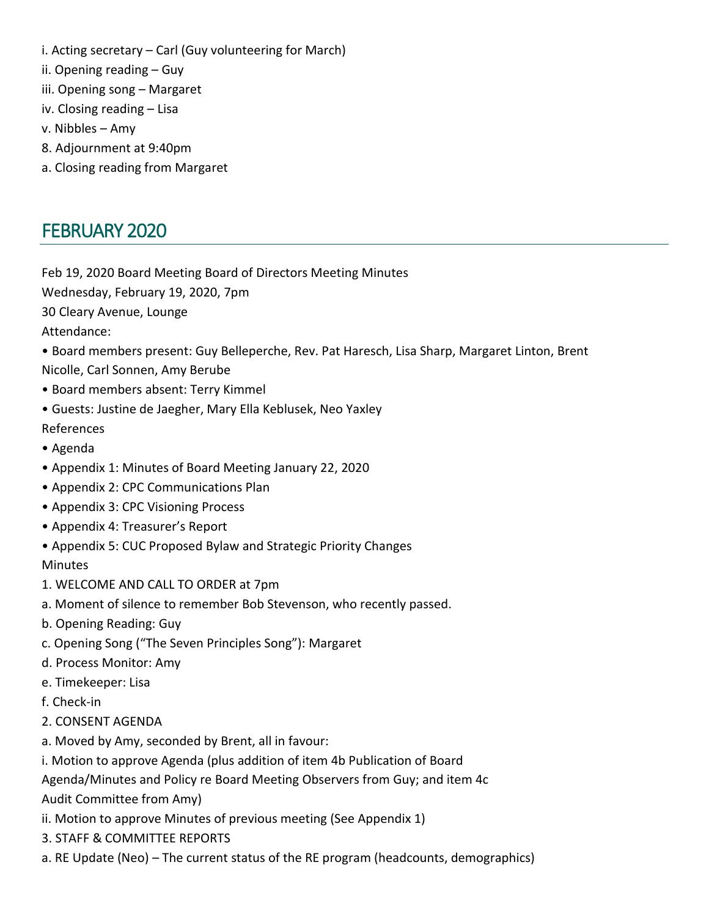i. Acting secretary – Carl (Guy volunteering for March)

ii. Opening reading – Guy

iii. Opening song – Margaret

iv. Closing reading – Lisa

v. Nibbles – Amy

8. Adjournment at 9:40pm

a. Closing reading from Margaret

## FEBRUARY 2020

Feb 19, 2020 Board Meeting Board of Directors Meeting Minutes

Wednesday, February 19, 2020, 7pm

30 Cleary Avenue, Lounge

Attendance:

- Board members present: Guy Belleperche, Rev. Pat Haresch, Lisa Sharp, Margaret Linton, Brent Nicolle, Carl Sonnen, Amy Berube
- Board members absent: Terry Kimmel
- Guests: Justine de Jaegher, Mary Ella Keblusek, Neo Yaxley

References

- Agenda
- Appendix 1: Minutes of Board Meeting January 22, 2020
- Appendix 2: CPC Communications Plan
- Appendix 3: CPC Visioning Process
- Appendix 4: Treasurer's Report
- Appendix 5: CUC Proposed Bylaw and Strategic Priority Changes

Minutes

1. WELCOME AND CALL TO ORDER at 7pm

a. Moment of silence to remember Bob Stevenson, who recently passed.

b. Opening Reading: Guy

c. Opening Song ("The Seven Principles Song"): Margaret

d. Process Monitor: Amy

e. Timekeeper: Lisa

f. Check-in

2. CONSENT AGENDA

a. Moved by Amy, seconded by Brent, all in favour:

i. Motion to approve Agenda (plus addition of item 4b Publication of Board Agenda/Minutes and Policy re Board Meeting Observers from Guy; and item 4c Audit Committee from Amy)

ii. Motion to approve Minutes of previous meeting (See Appendix 1)

3. STAFF & COMMITTEE REPORTS

a. RE Update (Neo) – The current status of the RE program (headcounts, demographics)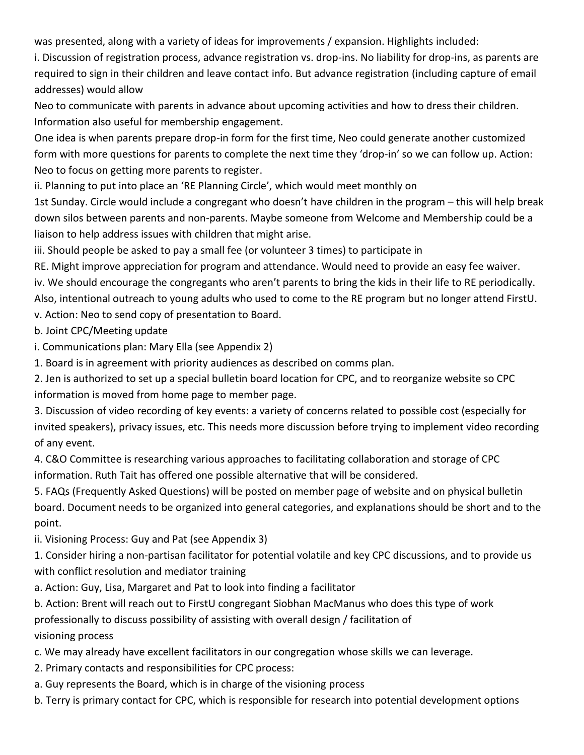was presented, along with a variety of ideas for improvements / expansion. Highlights included:

i. Discussion of registration process, advance registration vs. drop-ins. No liability for drop-ins, as parents are required to sign in their children and leave contact info. But advance registration (including capture of email addresses) would allow Neo to communicate with parents in advance about upcoming activities and how to dress their children. Information also useful for membership engagement.

One idea is when parents prepare drop-in form for the first time, Neo could generate another customized form with more questions for parents to complete the next time they 'drop-in' so we can follow up. Action: Neo to focus on getting more parents to register.

ii. Planning to put into place an 'RE Planning Circle', which would meet monthly on 1st Sunday. Circle would include a congregant who doesn't have children in the program – this will help break down silos between parents and non-parents. Maybe someone from Welcome and Membership could be a liaison to help address issues with children that might arise.

iii. Should people be asked to pay a small fee (or volunteer 3 times) to participate in RE. Might improve appreciation for program and attendance. Would need to provide an easy fee waiver.

iv. We should encourage the congregants who aren't parents to bring the kids in their life to RE periodically. Also, intentional outreach to young adults who used to come to the RE program but no longer attend FirstU.

v. Action: Neo to send copy of presentation to Board.

b. Joint CPC/Meeting update

i. Communications plan: Mary Ella (see Appendix 2)

1. Board is in agreement with priority audiences as described on comms plan.
2. Jen is authorized to set up a special bulletin board location for CPC, and to reorganize website so CPC information is moved from home page to member page.
3. Discussion of video recording of key events: a variety of concerns related to possible cost (especially for invited speakers), privacy issues, etc. This needs more discussion before trying to implement video recording of any event.
4. C&O Committee is researching various approaches to facilitating collaboration and storage of CPC information. Ruth Tait has offered one possible alternative that will be considered.
5. FAQs (Frequently Asked Questions) will be posted on member page of website and on physical bulletin board. Document needs to be organized into general categories, and explanations should be short and to the point.

ii. Visioning Process: Guy and Pat (see Appendix 3)

1. Consider hiring a non-partisan facilitator for potential volatile and key CPC discussions, and to provide us with conflict resolution and mediator training
   a. Action: Guy, Lisa, Margaret and Pat to look into finding a facilitator
   b. Action: Brent will reach out to FirstU congregant Siobhan MacManus who does this type of work professionally to discuss possibility of assisting with overall design / facilitation of visioning process
   c. We may already have excellent facilitators in our congregation whose skills we can leverage.
2. Primary contacts and responsibilities for CPC process:
   a. Guy represents the Board, which is in charge of the visioning process
   b. Terry is primary contact for CPC, which is responsible for research into potential development options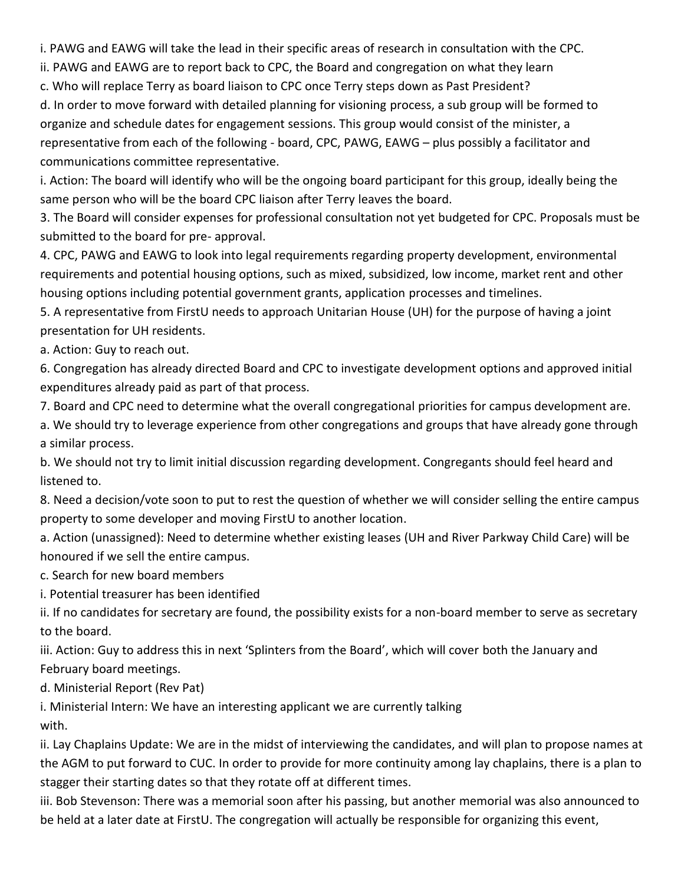i. PAWG and EAWG will take the lead in their specific areas of research in consultation with the CPC.

ii. PAWG and EAWG are to report back to CPC, the Board and congregation on what they learn

c. Who will replace Terry as board liaison to CPC once Terry steps down as Past President?

d. In order to move forward with detailed planning for visioning process, a sub group will be formed to organize and schedule dates for engagement sessions. This group would consist of the minister, a representative from each of the following - board, CPC, PAWG, EAWG – plus possibly a facilitator and communications committee representative.

i. Action: The board will identify who will be the ongoing board participant for this group, ideally being the same person who will be the board CPC liaison after Terry leaves the board.

3. The Board will consider expenses for professional consultation not yet budgeted for CPC. Proposals must be submitted to the board for pre- approval.

4. CPC, PAWG and EAWG to look into legal requirements regarding property development, environmental requirements and potential housing options, such as mixed, subsidized, low income, market rent and other housing options including potential government grants, application processes and timelines.

5. A representative from FirstU needs to approach Unitarian House (UH) for the purpose of having a joint presentation for UH residents.

a. Action: Guy to reach out.

6. Congregation has already directed Board and CPC to investigate development options and approved initial expenditures already paid as part of that process.

7. Board and CPC need to determine what the overall congregational priorities for campus development are.

a. We should try to leverage experience from other congregations and groups that have already gone through a similar process.

b. We should not try to limit initial discussion regarding development. Congregants should feel heard and listened to.

8. Need a decision/vote soon to put to rest the question of whether we will consider selling the entire campus property to some developer and moving FirstU to another location.

a. Action (unassigned): Need to determine whether existing leases (UH and River Parkway Child Care) will be honoured if we sell the entire campus.

c. Search for new board members

i. Potential treasurer has been identified

ii. If no candidates for secretary are found, the possibility exists for a non-board member to serve as secretary to the board.

iii. Action: Guy to address this in next 'Splinters from the Board', which will cover both the January and February board meetings.

d. Ministerial Report (Rev Pat)

i. Ministerial Intern: We have an interesting applicant we are currently talking with.

ii. Lay Chaplains Update: We are in the midst of interviewing the candidates, and will plan to propose names at the AGM to put forward to CUC. In order to provide for more continuity among lay chaplains, there is a plan to stagger their starting dates so that they rotate off at different times.

iii. Bob Stevenson: There was a memorial soon after his passing, but another memorial was also announced to be held at a later date at FirstU. The congregation will actually be responsible for organizing this event,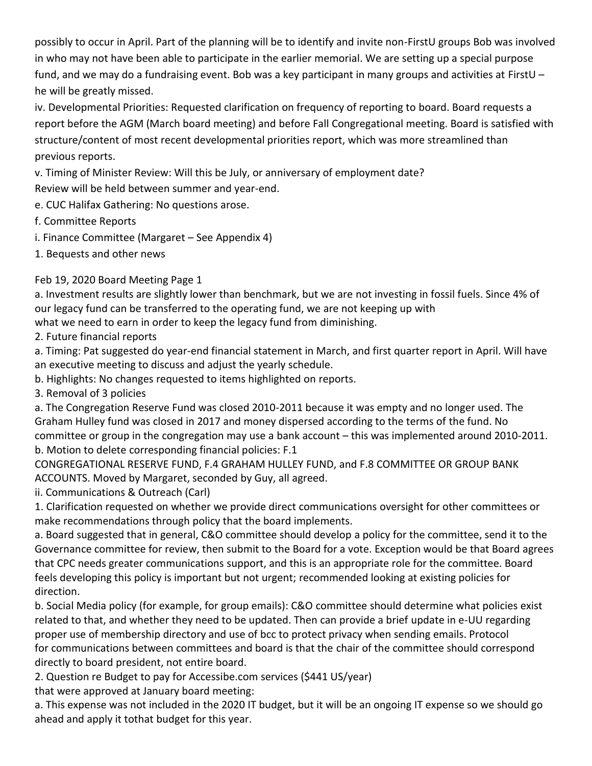possibly to occur in April. Part of the planning will be to identify and invite non-FirstU groups Bob was involved in who may not have been able to participate in the earlier memorial. We are setting up a special purpose fund, and we may do a fundraising event. Bob was a key participant in many groups and activities at FirstU – he will be greatly missed.

iv. Developmental Priorities: Requested clarification on frequency of reporting to board. Board requests a report before the AGM (March board meeting) and before Fall Congregational meeting. Board is satisfied with structure/content of most recent developmental priorities report, which was more streamlined than previous reports.

v. Timing of Minister Review: Will this be July, or anniversary of employment date?
Review will be held between summer and year-end.

e. CUC Halifax Gathering: No questions arose.

f. Committee Reports

i. Finance Committee (Margaret – See Appendix 4)

1. Bequests and other news

a. Investment results are slightly lower than benchmark, but we are not investing in fossil fuels. Since 4% of our legacy fund can be transferred to the operating fund, we are not keeping up with what we need to earn in order to keep the legacy fund from diminishing.

2. Future financial reports

a. Timing: Pat suggested do year-end financial statement in March, and first quarter report in April. Will have an executive meeting to discuss and adjust the yearly schedule.

b. Highlights: No changes requested to items highlighted on reports.

3. Removal of 3 policies

a. The Congregation Reserve Fund was closed 2010-2011 because it was empty and no longer used. The Graham Hulley fund was closed in 2017 and money dispersed according to the terms of the fund. No committee or group in the congregation may use a bank account – this was implemented around 2010-2011.

b. Motion to delete corresponding financial policies: F.1 CONGREGATIONAL RESERVE FUND, F.4 GRAHAM HULLEY FUND, and F.8 COMMITTEE OR GROUP BANK ACCOUNTS. Moved by Margaret, seconded by Guy, all agreed.

ii. Communications & Outreach (Carl)

1. Clarification requested on whether we provide direct communications oversight for other committees or make recommendations through policy that the board implements.

a. Board suggested that in general, C&O committee should develop a policy for the committee, send it to the Governance committee for review, then submit to the Board for a vote. Exception would be that Board agrees that CPC needs greater communications support, and this is an appropriate role for the committee. Board feels developing this policy is important but not urgent; recommended looking at existing policies for direction.

b. Social Media policy (for example, for group emails): C&O committee should determine what policies exist related to that, and whether they need to be updated. Then can provide a brief update in e-UU regarding proper use of membership directory and use of bcc to protect privacy when sending emails. Protocol for communications between committees and board is that the chair of the committee should correspond directly to board president, not entire board.

2. Question re Budget to pay for Accessibe.com services ($441 US/year) that were approved at January board meeting:

a. This expense was not included in the 2020 IT budget, but it will be an ongoing IT expense so we should go ahead and apply it tothat budget for this year.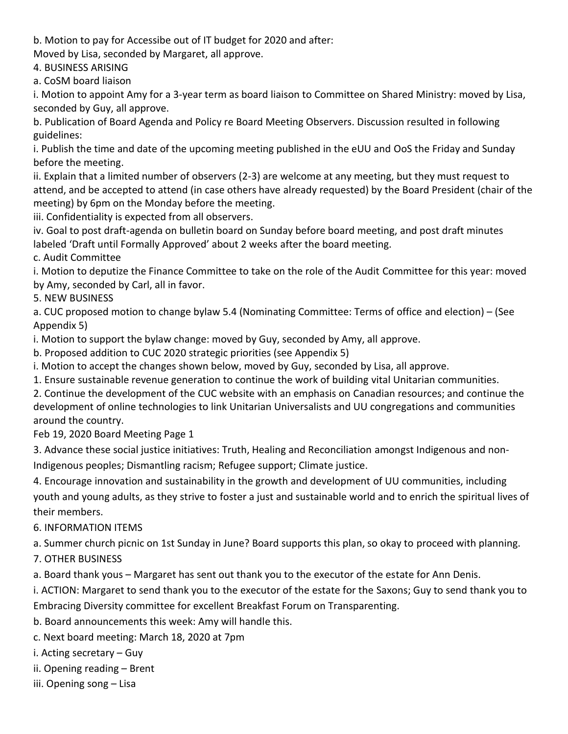b. Motion to pay for Accessibe out of IT budget for 2020 and after:
Moved by Lisa, seconded by Margaret, all approve.

4. BUSINESS ARISING

a. CoSM board liaison

i. Motion to appoint Amy for a 3-year term as board liaison to Committee on Shared Ministry: moved by Lisa, seconded by Guy, all approve.

b. Publication of Board Agenda and Policy re Board Meeting Observers. Discussion resulted in following guidelines:

i. Publish the time and date of the upcoming meeting published in the eUU and OoS the Friday and Sunday before the meeting.

ii. Explain that a limited number of observers (2-3) are welcome at any meeting, but they must request to attend, and be accepted to attend (in case others have already requested) by the Board President (chair of the meeting) by 6pm on the Monday before the meeting.

iii. Confidentiality is expected from all observers.

iv. Goal to post draft-agenda on bulletin board on Sunday before board meeting, and post draft minutes labeled 'Draft until Formally Approved' about 2 weeks after the board meeting.

c. Audit Committee

i. Motion to deputize the Finance Committee to take on the role of the Audit Committee for this year: moved by Amy, seconded by Carl, all in favor.

5. NEW BUSINESS

a. CUC proposed motion to change bylaw 5.4 (Nominating Committee: Terms of office and election) – (See Appendix 5)

i. Motion to support the bylaw change: moved by Guy, seconded by Amy, all approve.

b. Proposed addition to CUC 2020 strategic priorities (see Appendix 5)

i. Motion to accept the changes shown below, moved by Guy, seconded by Lisa, all approve.

1. Ensure sustainable revenue generation to continue the work of building vital Unitarian communities.
2. Continue the development of the CUC website with an emphasis on Canadian resources; and continue the development of online technologies to link Unitarian Universalists and UU congregations and communities around the country.
3. Advance these social justice initiatives: Truth, Healing and Reconciliation amongst Indigenous and non-Indigenous peoples; Dismantling racism; Refugee support; Climate justice.
4. Encourage innovation and sustainability in the growth and development of UU communities, including youth and young adults, as they strive to foster a just and sustainable world and to enrich the spiritual lives of their members.

6. INFORMATION ITEMS

a. Summer church picnic on 1st Sunday in June? Board supports this plan, so okay to proceed with planning.

7. OTHER BUSINESS

a. Board thank yous – Margaret has sent out thank you to the executor of the estate for Ann Denis.

i. ACTION: Margaret to send thank you to the executor of the estate for the Saxons; Guy to send thank you to Embracing Diversity committee for excellent Breakfast Forum on Transparenting.

b. Board announcements this week: Amy will handle this.

c. Next board meeting: March 18, 2020 at 7pm

i. Acting secretary – Guy

ii. Opening reading – Brent

iii. Opening song – Lisa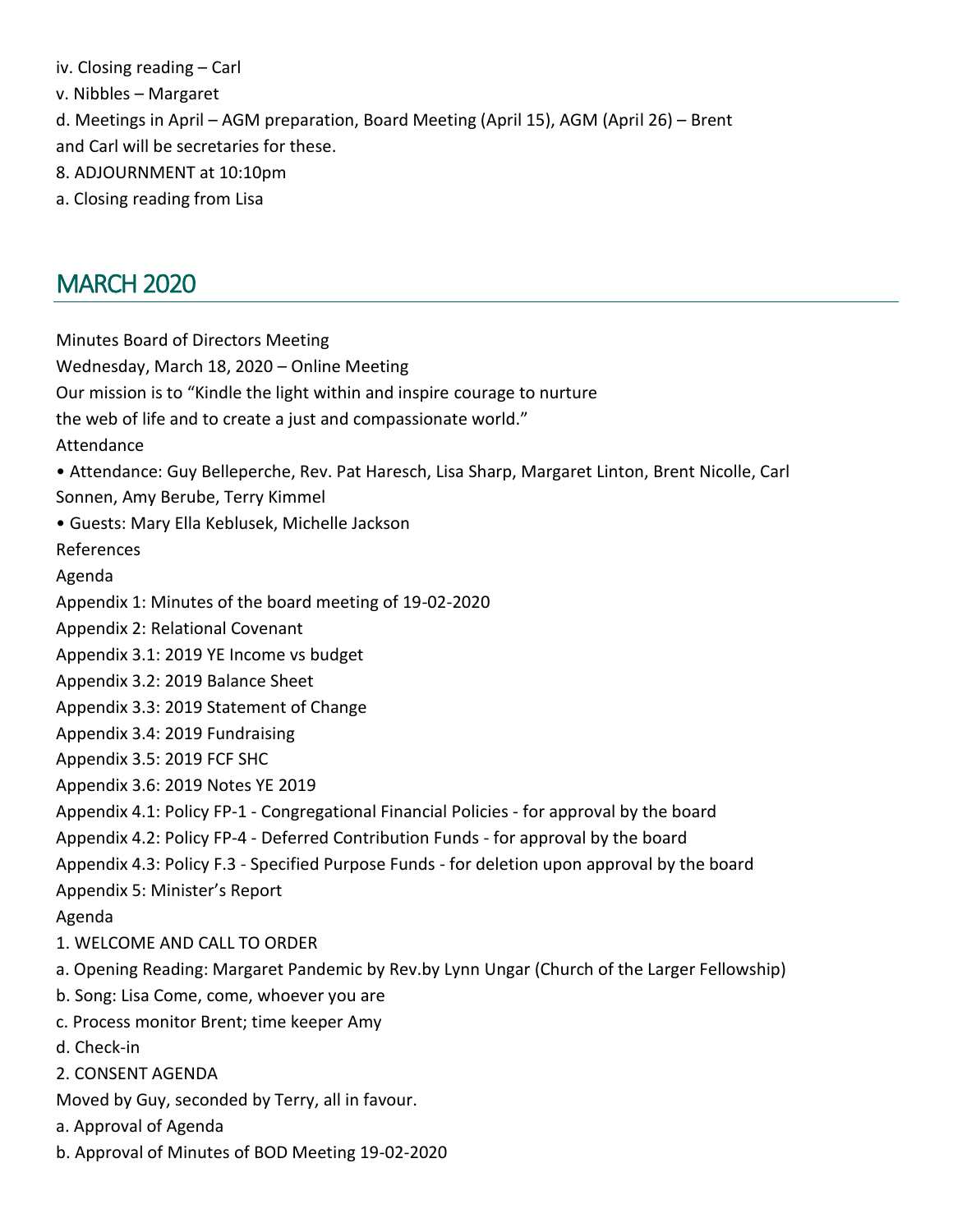iv. Closing reading – Carl

v. Nibbles – Margaret

d. Meetings in April – AGM preparation, Board Meeting (April 15), AGM (April 26) – Brent and Carl will be secretaries for these.

8. ADJOURNMENT at 10:10pm

a. Closing reading from Lisa

## MARCH 2020

Minutes Board of Directors Meeting

Wednesday, March 18, 2020 – Online Meeting

Our mission is to "Kindle the light within and inspire courage to nurture the web of life and to create a just and compassionate world."

Attendance

- Attendance: Guy Belleperche, Rev. Pat Haresch, Lisa Sharp, Margaret Linton, Brent Nicolle, Carl Sonnen, Amy Berube, Terry Kimmel
- Guests: Mary Ella Keblusek, Michelle Jackson

References

Agenda

Appendix 1: Minutes of the board meeting of 19-02-2020

Appendix 2: Relational Covenant

Appendix 3.1: 2019 YE Income vs budget

Appendix 3.2: 2019 Balance Sheet

Appendix 3.3: 2019 Statement of Change

Appendix 3.4: 2019 Fundraising

Appendix 3.5: 2019 FCF SHC

Appendix 3.6: 2019 Notes YE 2019

Appendix 4.1: Policy FP-1 - Congregational Financial Policies - for approval by the board

Appendix 4.2: Policy FP-4 - Deferred Contribution Funds - for approval by the board

Appendix 4.3: Policy F.3 - Specified Purpose Funds - for deletion upon approval by the board

Appendix 5: Minister's Report

Agenda

1. WELCOME AND CALL TO ORDER

a. Opening Reading: Margaret Pandemic by Rev.by Lynn Ungar (Church of the Larger Fellowship)

b. Song: Lisa Come, come, whoever you are

c. Process monitor Brent; time keeper Amy

d. Check-in

2. CONSENT AGENDA

Moved by Guy, seconded by Terry, all in favour.

a. Approval of Agenda

b. Approval of Minutes of BOD Meeting 19-02-2020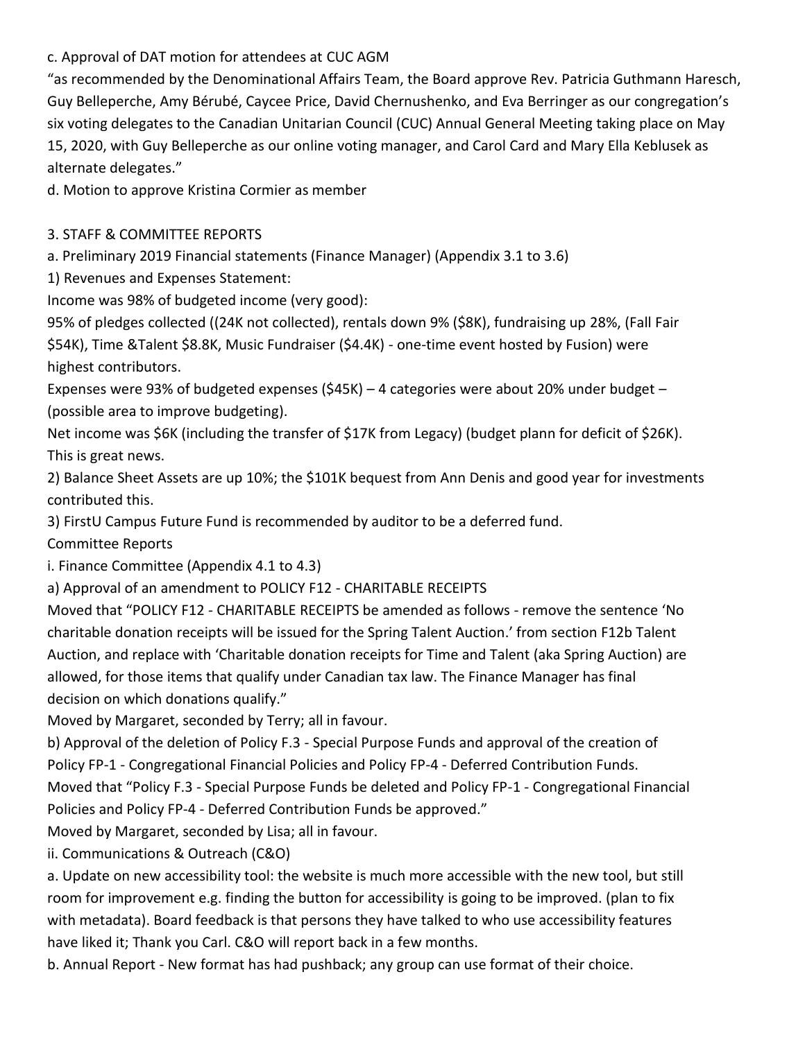c. Approval of DAT motion for attendees at CUC AGM

"as recommended by the Denominational Affairs Team, the Board approve Rev. Patricia Guthmann Haresch, Guy Belleperche, Amy Bérubé, Caycee Price, David Chernushenko, and Eva Berringer as our congregation's six voting delegates to the Canadian Unitarian Council (CUC) Annual General Meeting taking place on May 15, 2020, with Guy Belleperche as our online voting manager, and Carol Card and Mary Ella Keblusek as alternate delegates."

d. Motion to approve Kristina Cormier as member

3. STAFF & COMMITTEE REPORTS

a. Preliminary 2019 Financial statements (Finance Manager) (Appendix 3.1 to 3.6)

1) Revenues and Expenses Statement:

Income was 98% of budgeted income (very good):

95% of pledges collected ((24K not collected), rentals down 9% ($8K), fundraising up 28%, (Fall Fair $54K), Time &Talent $8.8K, Music Fundraiser ($4.4K) - one-time event hosted by Fusion) were highest contributors.

Expenses were 93% of budgeted expenses ($45K) – 4 categories were about 20% under budget – (possible area to improve budgeting).

Net income was $6K (including the transfer of $17K from Legacy) (budget plann for deficit of $26K). This is great news.

2) Balance Sheet Assets are up 10%; the $101K bequest from Ann Denis and good year for investments contributed this.

3) FirstU Campus Future Fund is recommended by auditor to be a deferred fund.

Committee Reports

i. Finance Committee (Appendix 4.1 to 4.3)

a) Approval of an amendment to POLICY F12 - CHARITABLE RECEIPTS

Moved that "POLICY F12 - CHARITABLE RECEIPTS be amended as follows - remove the sentence 'No charitable donation receipts will be issued for the Spring Talent Auction.' from section F12b Talent Auction, and replace with 'Charitable donation receipts for Time and Talent (aka Spring Auction) are allowed, for those items that qualify under Canadian tax law. The Finance Manager has final decision on which donations qualify."

Moved by Margaret, seconded by Terry; all in favour.

b) Approval of the deletion of Policy F.3 - Special Purpose Funds and approval of the creation of Policy FP-1 - Congregational Financial Policies and Policy FP-4 - Deferred Contribution Funds.

Moved that "Policy F.3 - Special Purpose Funds be deleted and Policy FP-1 - Congregational Financial Policies and Policy FP-4 - Deferred Contribution Funds be approved."

Moved by Margaret, seconded by Lisa; all in favour.

ii. Communications & Outreach (C&O)

a. Update on new accessibility tool: the website is much more accessible with the new tool, but still room for improvement e.g. finding the button for accessibility is going to be improved. (plan to fix with metadata). Board feedback is that persons they have talked to who use accessibility features have liked it; Thank you Carl. C&O will report back in a few months.

b. Annual Report - New format has had pushback; any group can use format of their choice.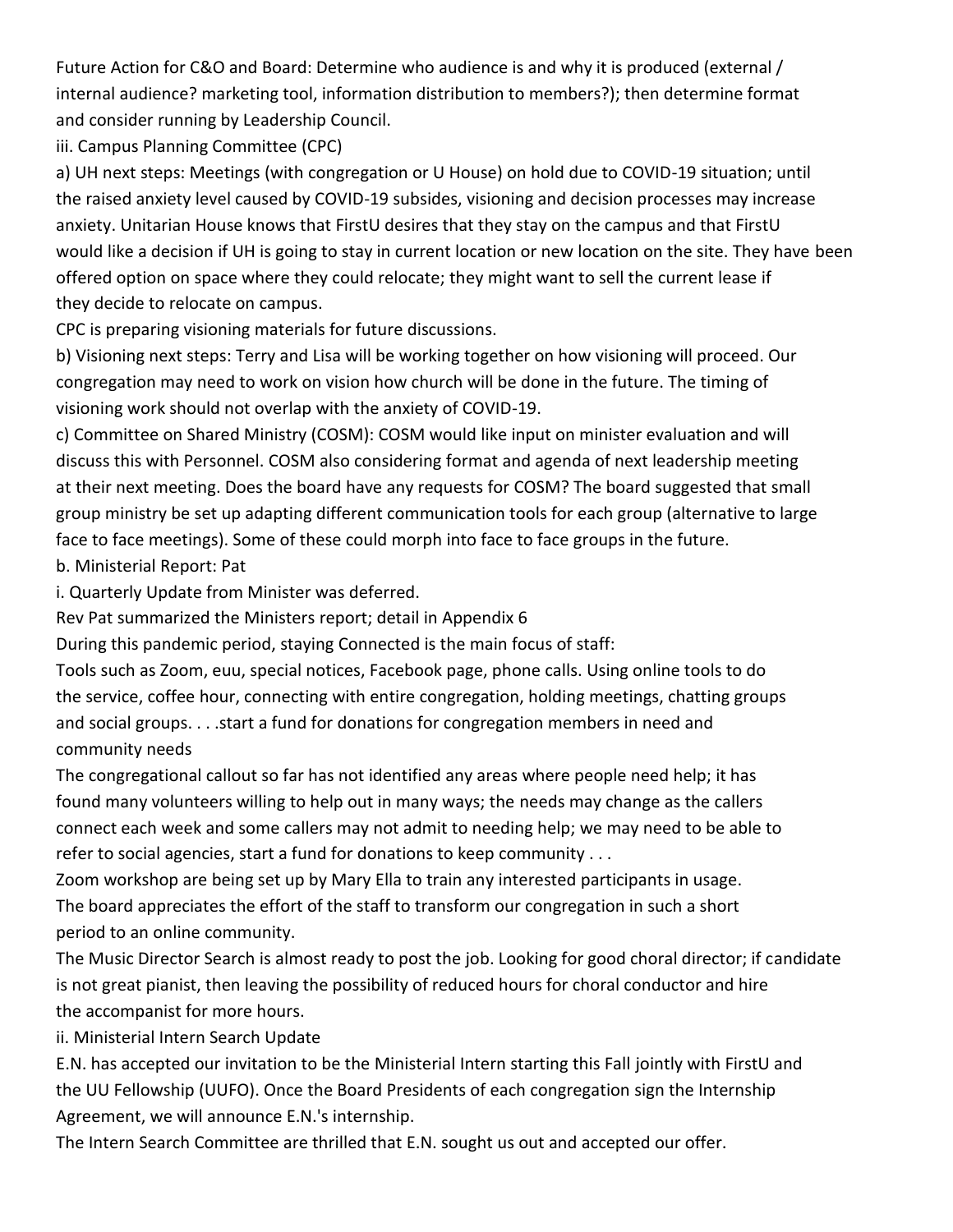Future Action for C&O and Board: Determine who audience is and why it is produced (external / internal audience? marketing tool, information distribution to members?); then determine format and consider running by Leadership Council.

iii. Campus Planning Committee (CPC)

a) UH next steps: Meetings (with congregation or U House) on hold due to COVID-19 situation; until the raised anxiety level caused by COVID-19 subsides, visioning and decision processes may increase anxiety. Unitarian House knows that FirstU desires that they stay on the campus and that FirstU would like a decision if UH is going to stay in current location or new location on the site. They have been offered option on space where they could relocate; they might want to sell the current lease if they decide to relocate on campus.

CPC is preparing visioning materials for future discussions.

b) Visioning next steps: Terry and Lisa will be working together on how visioning will proceed. Our congregation may need to work on vision how church will be done in the future. The timing of visioning work should not overlap with the anxiety of COVID-19.

c) Committee on Shared Ministry (COSM): COSM would like input on minister evaluation and will discuss this with Personnel. COSM also considering format and agenda of next leadership meeting at their next meeting. Does the board have any requests for COSM? The board suggested that small group ministry be set up adapting different communication tools for each group (alternative to large face to face meetings). Some of these could morph into face to face groups in the future.

b. Ministerial Report: Pat

i. Quarterly Update from Minister was deferred.

Rev Pat summarized the Ministers report; detail in Appendix 6

During this pandemic period, staying Connected is the main focus of staff:

Tools such as Zoom, euu, special notices, Facebook page, phone calls. Using online tools to do the service, coffee hour, connecting with entire congregation, holding meetings, chatting groups and social groups. . . .start a fund for donations for congregation members in need and community needs

The congregational callout so far has not identified any areas where people need help; it has found many volunteers willing to help out in many ways; the needs may change as the callers connect each week and some callers may not admit to needing help; we may need to be able to refer to social agencies, start a fund for donations to keep community . . .

Zoom workshop are being set up by Mary Ella to train any interested participants in usage.

The board appreciates the effort of the staff to transform our congregation in such a short period to an online community.

The Music Director Search is almost ready to post the job. Looking for good choral director; if candidate is not great pianist, then leaving the possibility of reduced hours for choral conductor and hire the accompanist for more hours.

ii. Ministerial Intern Search Update

E.N. has accepted our invitation to be the Ministerial Intern starting this Fall jointly with FirstU and the UU Fellowship (UUFO). Once the Board Presidents of each congregation sign the Internship Agreement, we will announce E.N.'s internship.

The Intern Search Committee are thrilled that E.N. sought us out and accepted our offer.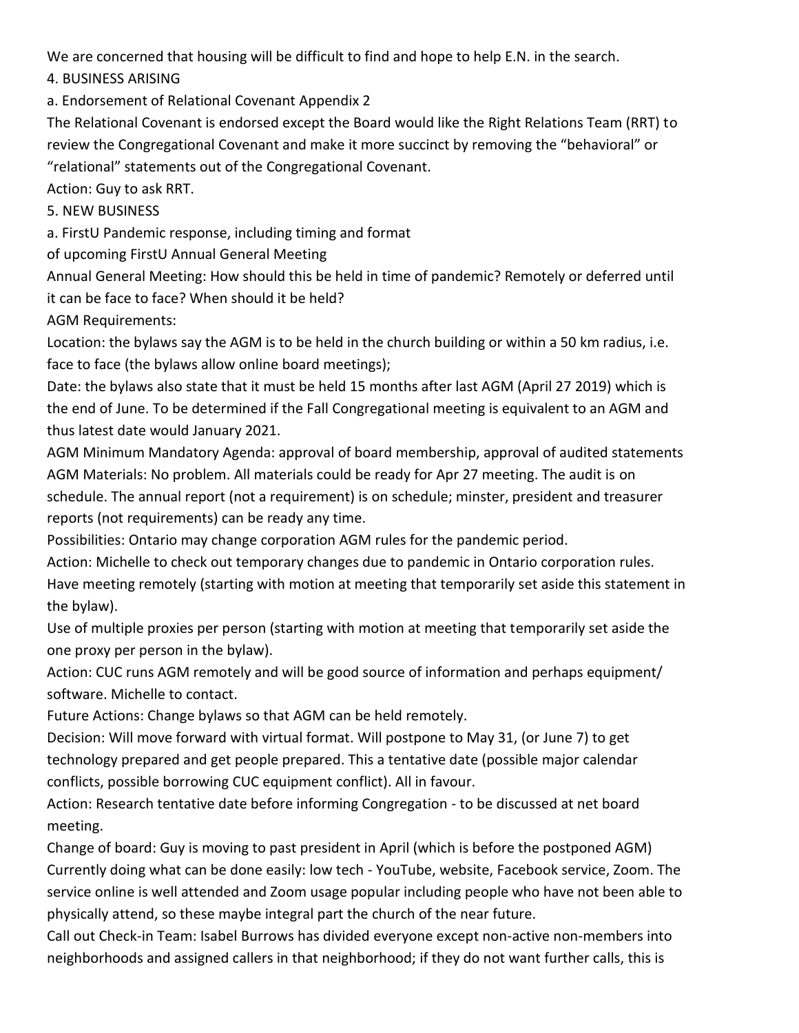We are concerned that housing will be difficult to find and hope to help E.N. in the search.

4. BUSINESS ARISING

a. Endorsement of Relational Covenant Appendix 2

The Relational Covenant is endorsed except the Board would like the Right Relations Team (RRT) to review the Congregational Covenant and make it more succinct by removing the "behavioral" or "relational" statements out of the Congregational Covenant.

Action: Guy to ask RRT.

5. NEW BUSINESS

a. FirstU Pandemic response, including timing and format of upcoming FirstU Annual General Meeting

Annual General Meeting: How should this be held in time of pandemic? Remotely or deferred until it can be face to face? When should it be held?

AGM Requirements:

Location: the bylaws say the AGM is to be held in the church building or within a 50 km radius, i.e. face to face (the bylaws allow online board meetings);

Date: the bylaws also state that it must be held 15 months after last AGM (April 27 2019) which is the end of June. To be determined if the Fall Congregational meeting is equivalent to an AGM and thus latest date would January 2021.

AGM Minimum Mandatory Agenda: approval of board membership, approval of audited statements

AGM Materials: No problem. All materials could be ready for Apr 27 meeting. The audit is on schedule. The annual report (not a requirement) is on schedule; minster, president and treasurer reports (not requirements) can be ready any time.

Possibilities: Ontario may change corporation AGM rules for the pandemic period.

Action: Michelle to check out temporary changes due to pandemic in Ontario corporation rules.

Have meeting remotely (starting with motion at meeting that temporarily set aside this statement in the bylaw).

Use of multiple proxies per person (starting with motion at meeting that temporarily set aside the one proxy per person in the bylaw).

Action: CUC runs AGM remotely and will be good source of information and perhaps equipment/ software. Michelle to contact.

Future Actions: Change bylaws so that AGM can be held remotely.

Decision: Will move forward with virtual format. Will postpone to May 31, (or June 7) to get technology prepared and get people prepared. This a tentative date (possible major calendar conflicts, possible borrowing CUC equipment conflict). All in favour.

Action: Research tentative date before informing Congregation - to be discussed at net board meeting.

Change of board: Guy is moving to past president in April (which is before the postponed AGM)

Currently doing what can be done easily: low tech - YouTube, website, Facebook service, Zoom. The service online is well attended and Zoom usage popular including people who have not been able to physically attend, so these maybe integral part the church of the near future.

Call out Check-in Team: Isabel Burrows has divided everyone except non-active non-members into neighborhoods and assigned callers in that neighborhood; if they do not want further calls, this is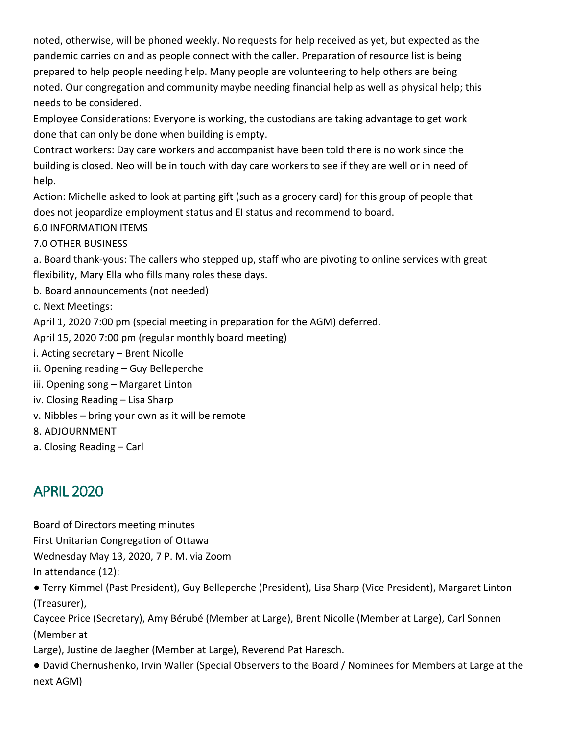noted, otherwise, will be phoned weekly. No requests for help received as yet, but expected as the pandemic carries on and as people connect with the caller. Preparation of resource list is being prepared to help people needing help. Many people are volunteering to help others are being noted. Our congregation and community maybe needing financial help as well as physical help; this needs to be considered.

Employee Considerations: Everyone is working, the custodians are taking advantage to get work done that can only be done when building is empty.

Contract workers: Day care workers and accompanist have been told there is no work since the building is closed. Neo will be in touch with day care workers to see if they are well or in need of help.

Action: Michelle asked to look at parting gift (such as a grocery card) for this group of people that does not jeopardize employment status and EI status and recommend to board.

6.0 INFORMATION ITEMS

7.0 OTHER BUSINESS

a. Board thank-yous: The callers who stepped up, staff who are pivoting to online services with great flexibility, Mary Ella who fills many roles these days.

b. Board announcements (not needed)

c. Next Meetings:

April 1, 2020 7:00 pm (special meeting in preparation for the AGM) deferred.

April 15, 2020 7:00 pm (regular monthly board meeting)

i. Acting secretary – Brent Nicolle

ii. Opening reading – Guy Belleperche

iii. Opening song – Margaret Linton

iv. Closing Reading – Lisa Sharp

v. Nibbles – bring your own as it will be remote

8. ADJOURNMENT

a. Closing Reading – Carl

## APRIL 2020

Board of Directors meeting minutes

First Unitarian Congregation of Ottawa

Wednesday May 13, 2020, 7 P. M. via Zoom

In attendance (12):

- Terry Kimmel (Past President), Guy Belleperche (President), Lisa Sharp (Vice President), Margaret Linton (Treasurer), Caycee Price (Secretary), Amy Bérubé (Member at Large), Brent Nicolle (Member at Large), Carl Sonnen (Member at Large), Justine de Jaegher (Member at Large), Reverend Pat Haresch.
- David Chernushenko, Irvin Waller (Special Observers to the Board / Nominees for Members at Large at the next AGM)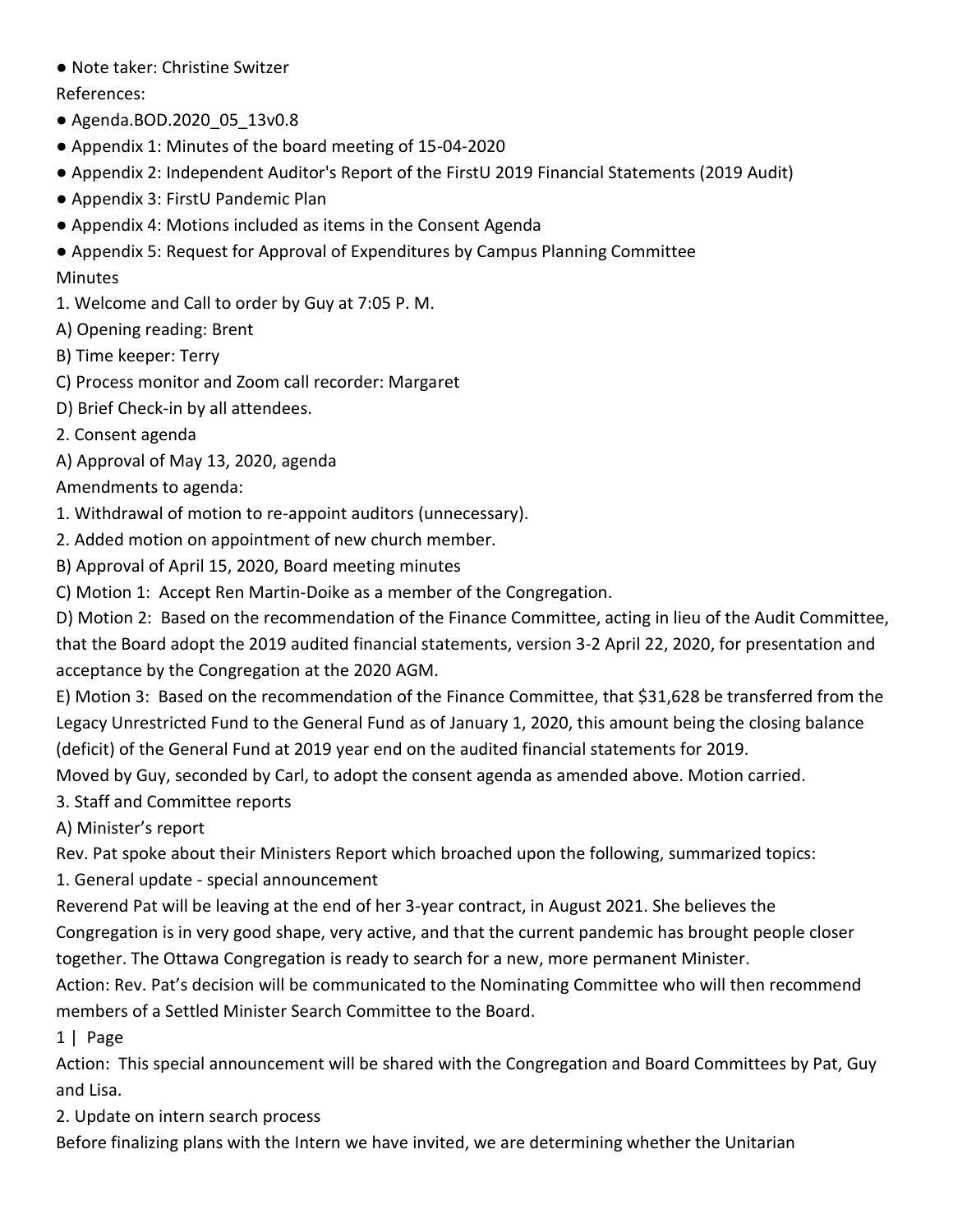● Note taker: Christine Switzer

References:

● Agenda.BOD.2020_05_13v0.8

● Appendix 1: Minutes of the board meeting of 15-04-2020

● Appendix 2: Independent Auditor's Report of the FirstU 2019 Financial Statements (2019 Audit)

● Appendix 3: FirstU Pandemic Plan

● Appendix 4: Motions included as items in the Consent Agenda

● Appendix 5: Request for Approval of Expenditures by Campus Planning Committee

Minutes

1. Welcome and Call to order by Guy at 7:05 P. M.

A) Opening reading: Brent

B) Time keeper: Terry

C) Process monitor and Zoom call recorder: Margaret

D) Brief Check-in by all attendees.

2. Consent agenda

A) Approval of May 13, 2020, agenda

Amendments to agenda:

1. Withdrawal of motion to re-appoint auditors (unnecessary).

2. Added motion on appointment of new church member.

B) Approval of April 15, 2020, Board meeting minutes

C) Motion 1: Accept Ren Martin-Doike as a member of the Congregation.

D) Motion 2: Based on the recommendation of the Finance Committee, acting in lieu of the Audit Committee, that the Board adopt the 2019 audited financial statements, version 3-2 April 22, 2020, for presentation and acceptance by the Congregation at the 2020 AGM.

E) Motion 3: Based on the recommendation of the Finance Committee, that $31,628 be transferred from the Legacy Unrestricted Fund to the General Fund as of January 1, 2020, this amount being the closing balance (deficit) of the General Fund at 2019 year end on the audited financial statements for 2019.

Moved by Guy, seconded by Carl, to adopt the consent agenda as amended above. Motion carried.

3. Staff and Committee reports

A) Minister's report

Rev. Pat spoke about their Ministers Report which broached upon the following, summarized topics:

1. General update - special announcement

Reverend Pat will be leaving at the end of her 3-year contract, in August 2021. She believes the Congregation is in very good shape, very active, and that the current pandemic has brought people closer together. The Ottawa Congregation is ready to search for a new, more permanent Minister.

Action: Rev. Pat's decision will be communicated to the Nominating Committee who will then recommend members of a Settled Minister Search Committee to the Board.

Action: This special announcement will be shared with the Congregation and Board Committees by Pat, Guy and Lisa.

2. Update on intern search process

Before finalizing plans with the Intern we have invited, we are determining whether the Unitarian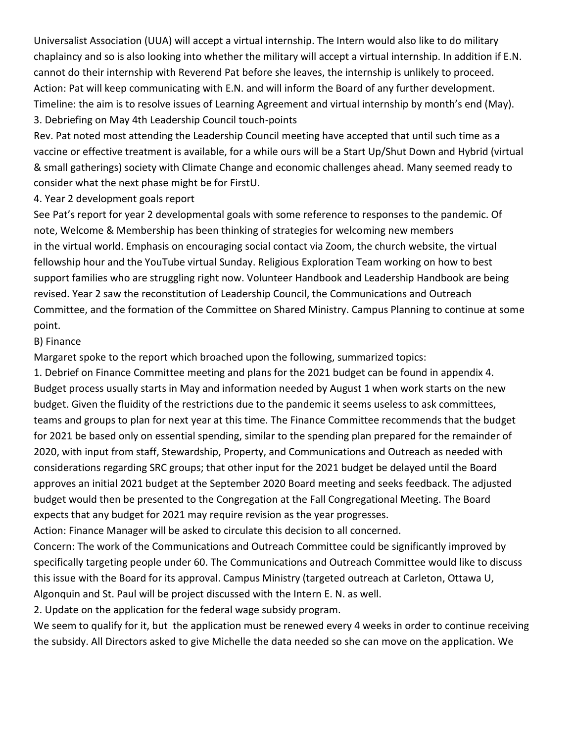Universalist Association (UUA) will accept a virtual internship. The Intern would also like to do military chaplaincy and so is also looking into whether the military will accept a virtual internship. In addition if E.N. cannot do their internship with Reverend Pat before she leaves, the internship is unlikely to proceed.
Action: Pat will keep communicating with E.N. and will inform the Board of any further development.
Timeline: the aim is to resolve issues of Learning Agreement and virtual internship by month's end (May).

3. Debriefing on May 4th Leadership Council touch-points

Rev. Pat noted most attending the Leadership Council meeting have accepted that until such time as a vaccine or effective treatment is available, for a while ours will be a Start Up/Shut Down and Hybrid (virtual & small gatherings) society with Climate Change and economic challenges ahead. Many seemed ready to consider what the next phase might be for FirstU.

4. Year 2 development goals report

See Pat's report for year 2 developmental goals with some reference to responses to the pandemic. Of note, Welcome & Membership has been thinking of strategies for welcoming new members in the virtual world. Emphasis on encouraging social contact via Zoom, the church website, the virtual fellowship hour and the YouTube virtual Sunday. Religious Exploration Team working on how to best support families who are struggling right now. Volunteer Handbook and Leadership Handbook are being revised. Year 2 saw the reconstitution of Leadership Council, the Communications and Outreach Committee, and the formation of the Committee on Shared Ministry. Campus Planning to continue at some point.

B) Finance

Margaret spoke to the report which broached upon the following, summarized topics:

1. Debrief on Finance Committee meeting and plans for the 2021 budget can be found in appendix 4. Budget process usually starts in May and information needed by August 1 when work starts on the new budget. Given the fluidity of the restrictions due to the pandemic it seems useless to ask committees, teams and groups to plan for next year at this time. The Finance Committee recommends that the budget for 2021 be based only on essential spending, similar to the spending plan prepared for the remainder of 2020, with input from staff, Stewardship, Property, and Communications and Outreach as needed with considerations regarding SRC groups; that other input for the 2021 budget be delayed until the Board approves an initial 2021 budget at the September 2020 Board meeting and seeks feedback. The adjusted budget would then be presented to the Congregation at the Fall Congregational Meeting. The Board expects that any budget for 2021 may require revision as the year progresses.

Action: Finance Manager will be asked to circulate this decision to all concerned.

Concern: The work of the Communications and Outreach Committee could be significantly improved by specifically targeting people under 60. The Communications and Outreach Committee would like to discuss this issue with the Board for its approval. Campus Ministry (targeted outreach at Carleton, Ottawa U, Algonquin and St. Paul will be project discussed with the Intern E. N. as well.

2. Update on the application for the federal wage subsidy program.

We seem to qualify for it, but the application must be renewed every 4 weeks in order to continue receiving the subsidy. All Directors asked to give Michelle the data needed so she can move on the application. We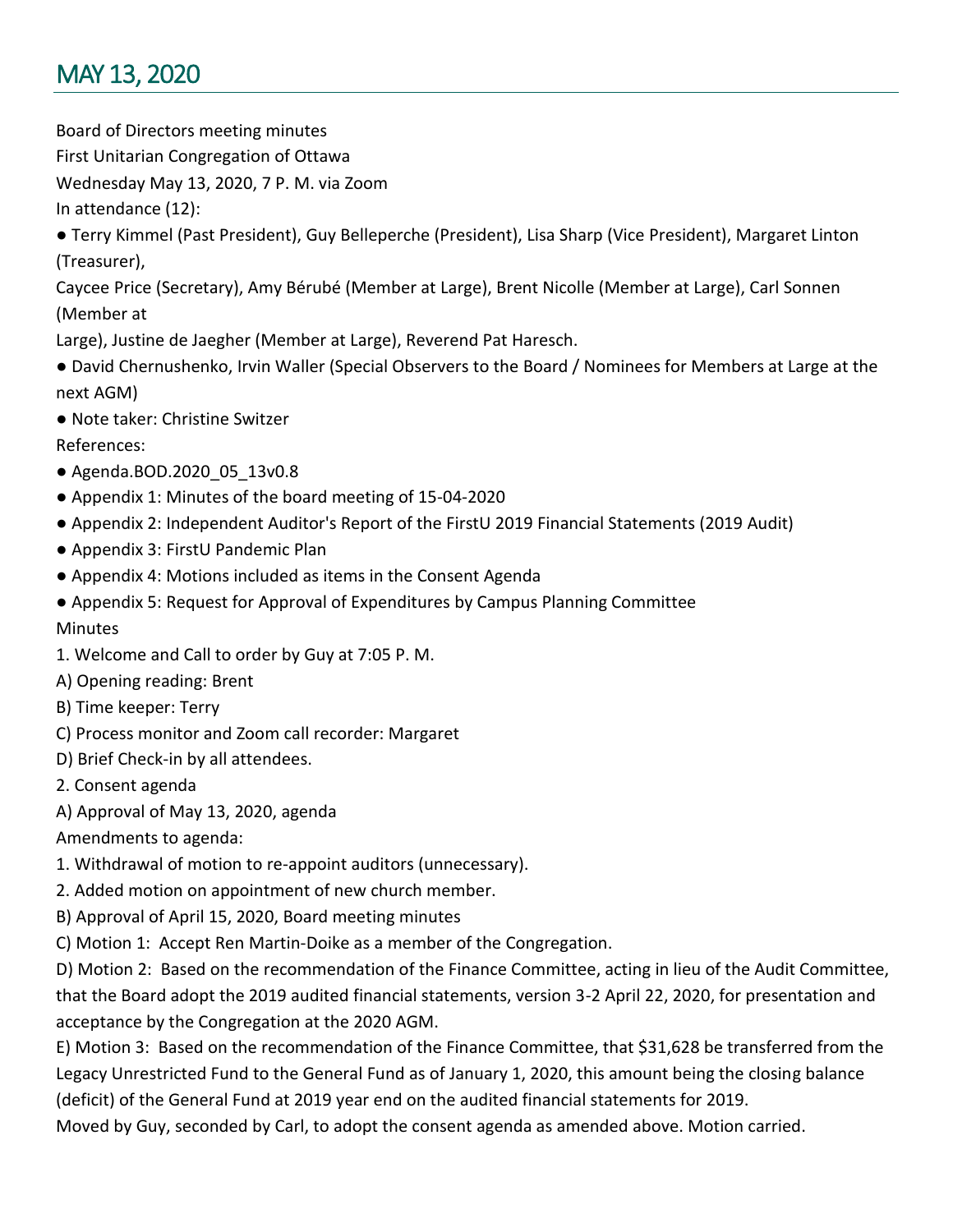## MAY 13, 2020

Board of Directors meeting minutes

First Unitarian Congregation of Ottawa

Wednesday May 13, 2020, 7 P. M. via Zoom

In attendance (12):

- Terry Kimmel (Past President), Guy Belleperche (President), Lisa Sharp (Vice President), Margaret Linton (Treasurer), Caycee Price (Secretary), Amy Bérubé (Member at Large), Brent Nicolle (Member at Large), Carl Sonnen (Member at Large), Justine de Jaegher (Member at Large), Reverend Pat Haresch.
- David Chernushenko, Irvin Waller (Special Observers to the Board / Nominees for Members at Large at the next AGM)
- Note taker: Christine Switzer

References:

- Agenda.BOD.2020_05_13v0.8
- Appendix 1: Minutes of the board meeting of 15-04-2020
- Appendix 2: Independent Auditor's Report of the FirstU 2019 Financial Statements (2019 Audit)
- Appendix 3: FirstU Pandemic Plan
- Appendix 4: Motions included as items in the Consent Agenda
- Appendix 5: Request for Approval of Expenditures by Campus Planning Committee

Minutes

1. Welcome and Call to order by Guy at 7:05 P. M.

A) Opening reading: Brent

B) Time keeper: Terry

C) Process monitor and Zoom call recorder: Margaret

D) Brief Check-in by all attendees.

2. Consent agenda

A) Approval of May 13, 2020, agenda

Amendments to agenda:

1. Withdrawal of motion to re-appoint auditors (unnecessary).
2. Added motion on appointment of new church member.

B) Approval of April 15, 2020, Board meeting minutes

C) Motion 1: Accept Ren Martin-Doike as a member of the Congregation.

D) Motion 2: Based on the recommendation of the Finance Committee, acting in lieu of the Audit Committee, that the Board adopt the 2019 audited financial statements, version 3-2 April 22, 2020, for presentation and acceptance by the Congregation at the 2020 AGM.

E) Motion 3: Based on the recommendation of the Finance Committee, that $31,628 be transferred from the Legacy Unrestricted Fund to the General Fund as of January 1, 2020, this amount being the closing balance (deficit) of the General Fund at 2019 year end on the audited financial statements for 2019.

Moved by Guy, seconded by Carl, to adopt the consent agenda as amended above. Motion carried.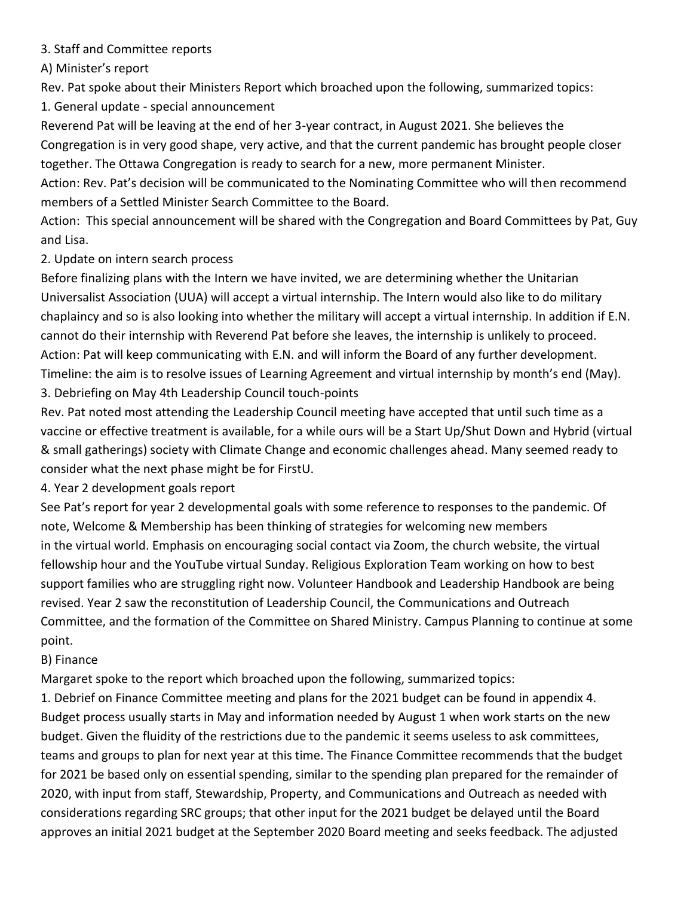3. Staff and Committee reports

A) Minister's report

Rev. Pat spoke about their Ministers Report which broached upon the following, summarized topics:

1. General update - special announcement

Reverend Pat will be leaving at the end of her 3-year contract, in August 2021. She believes the Congregation is in very good shape, very active, and that the current pandemic has brought people closer together. The Ottawa Congregation is ready to search for a new, more permanent Minister.

Action: Rev. Pat's decision will be communicated to the Nominating Committee who will then recommend members of a Settled Minister Search Committee to the Board.

Action: This special announcement will be shared with the Congregation and Board Committees by Pat, Guy and Lisa.

2. Update on intern search process

Before finalizing plans with the Intern we have invited, we are determining whether the Unitarian Universalist Association (UUA) will accept a virtual internship. The Intern would also like to do military chaplaincy and so is also looking into whether the military will accept a virtual internship. In addition if E.N. cannot do their internship with Reverend Pat before she leaves, the internship is unlikely to proceed.

Action: Pat will keep communicating with E.N. and will inform the Board of any further development.

Timeline: the aim is to resolve issues of Learning Agreement and virtual internship by month's end (May).

3. Debriefing on May 4th Leadership Council touch-points

Rev. Pat noted most attending the Leadership Council meeting have accepted that until such time as a vaccine or effective treatment is available, for a while ours will be a Start Up/Shut Down and Hybrid (virtual & small gatherings) society with Climate Change and economic challenges ahead. Many seemed ready to consider what the next phase might be for FirstU.

4. Year 2 development goals report

See Pat's report for year 2 developmental goals with some reference to responses to the pandemic. Of note, Welcome & Membership has been thinking of strategies for welcoming new members in the virtual world. Emphasis on encouraging social contact via Zoom, the church website, the virtual fellowship hour and the YouTube virtual Sunday. Religious Exploration Team working on how to best support families who are struggling right now. Volunteer Handbook and Leadership Handbook are being revised. Year 2 saw the reconstitution of Leadership Council, the Communications and Outreach Committee, and the formation of the Committee on Shared Ministry. Campus Planning to continue at some point.

B) Finance

Margaret spoke to the report which broached upon the following, summarized topics:

1. Debrief on Finance Committee meeting and plans for the 2021 budget can be found in appendix 4. Budget process usually starts in May and information needed by August 1 when work starts on the new budget. Given the fluidity of the restrictions due to the pandemic it seems useless to ask committees, teams and groups to plan for next year at this time. The Finance Committee recommends that the budget for 2021 be based only on essential spending, similar to the spending plan prepared for the remainder of 2020, with input from staff, Stewardship, Property, and Communications and Outreach as needed with considerations regarding SRC groups; that other input for the 2021 budget be delayed until the Board approves an initial 2021 budget at the September 2020 Board meeting and seeks feedback. The adjusted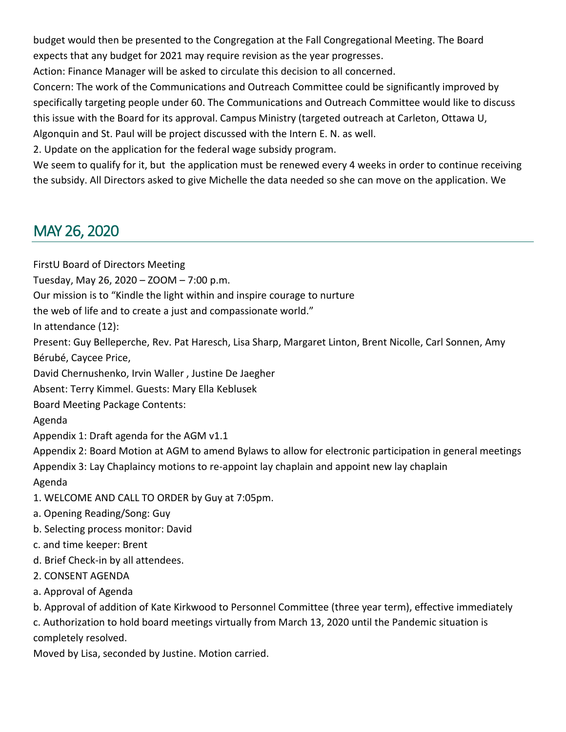budget would then be presented to the Congregation at the Fall Congregational Meeting. The Board expects that any budget for 2021 may require revision as the year progresses.

Action: Finance Manager will be asked to circulate this decision to all concerned.

Concern: The work of the Communications and Outreach Committee could be significantly improved by specifically targeting people under 60. The Communications and Outreach Committee would like to discuss this issue with the Board for its approval. Campus Ministry (targeted outreach at Carleton, Ottawa U, Algonquin and St. Paul will be project discussed with the Intern E. N. as well.

2. Update on the application for the federal wage subsidy program.

We seem to qualify for it, but the application must be renewed every 4 weeks in order to continue receiving the subsidy. All Directors asked to give Michelle the data needed so she can move on the application. We

## MAY 26, 2020

FirstU Board of Directors Meeting

Tuesday, May 26, 2020 – ZOOM – 7:00 p.m.

Our mission is to "Kindle the light within and inspire courage to nurture the web of life and to create a just and compassionate world."

In attendance (12):

Present: Guy Belleperche, Rev. Pat Haresch, Lisa Sharp, Margaret Linton, Brent Nicolle, Carl Sonnen, Amy Bérubé, Caycee Price,

David Chernushenko, Irvin Waller , Justine De Jaegher

Absent: Terry Kimmel. Guests: Mary Ella Keblusek

Board Meeting Package Contents:

Agenda

Appendix 1: Draft agenda for the AGM v1.1

Appendix 2: Board Motion at AGM to amend Bylaws to allow for electronic participation in general meetings

Appendix 3: Lay Chaplaincy motions to re-appoint lay chaplain and appoint new lay chaplain

Agenda

1. WELCOME AND CALL TO ORDER by Guy at 7:05pm.
   a. Opening Reading/Song: Guy
   b. Selecting process monitor: David
   c. and time keeper: Brent
   d. Brief Check-in by all attendees.
2. CONSENT AGENDA
   a. Approval of Agenda
   b. Approval of addition of Kate Kirkwood to Personnel Committee (three year term), effective immediately
   c. Authorization to hold board meetings virtually from March 13, 2020 until the Pandemic situation is completely resolved.

Moved by Lisa, seconded by Justine. Motion carried.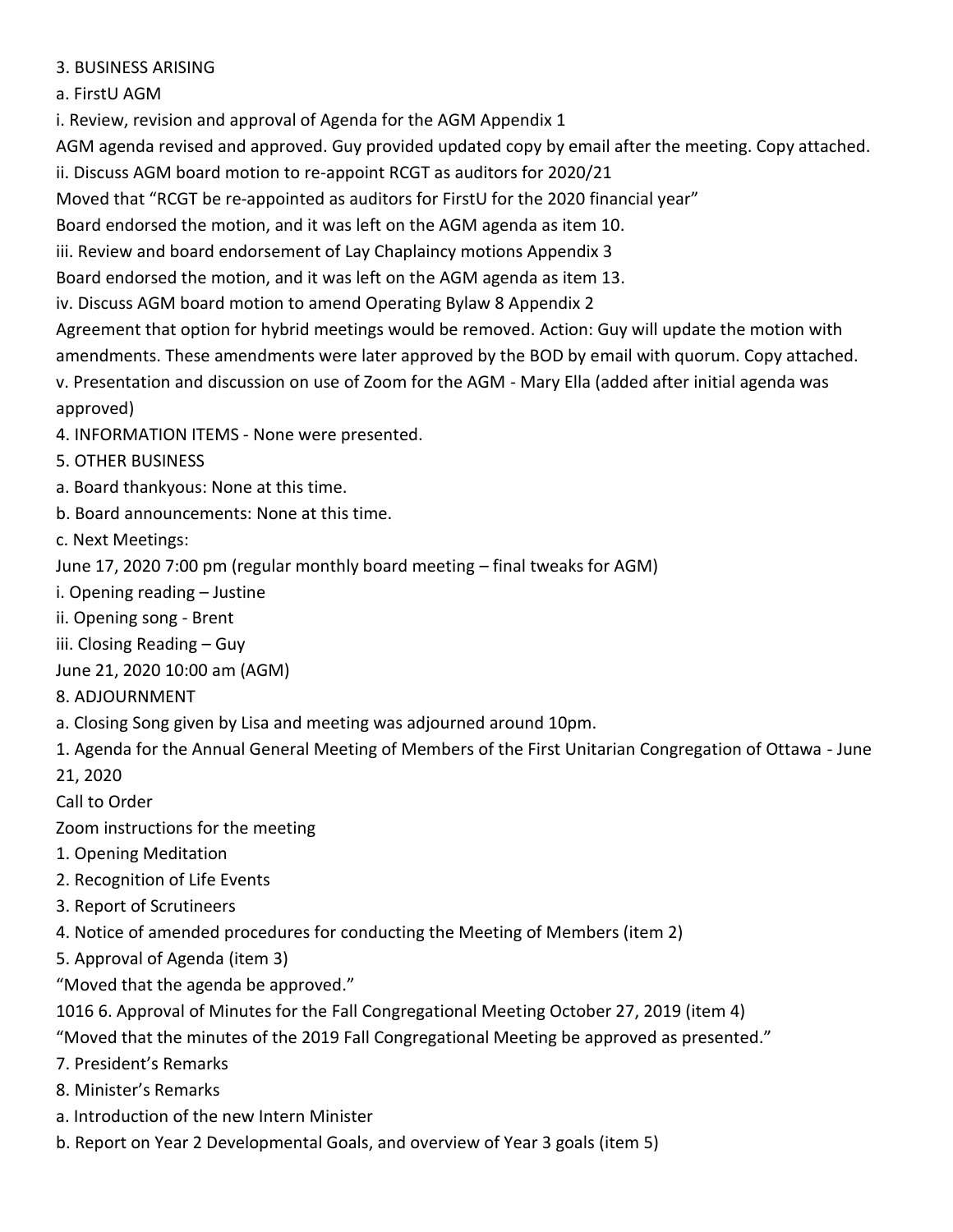3. BUSINESS ARISING

a. FirstU AGM

i. Review, revision and approval of Agenda for the AGM Appendix 1

AGM agenda revised and approved. Guy provided updated copy by email after the meeting. Copy attached.

ii. Discuss AGM board motion to re-appoint RCGT as auditors for 2020/21

Moved that "RCGT be re-appointed as auditors for FirstU for the 2020 financial year"

Board endorsed the motion, and it was left on the AGM agenda as item 10.

iii. Review and board endorsement of Lay Chaplaincy motions Appendix 3

Board endorsed the motion, and it was left on the AGM agenda as item 13.

iv. Discuss AGM board motion to amend Operating Bylaw 8 Appendix 2

Agreement that option for hybrid meetings would be removed. Action: Guy will update the motion with amendments. These amendments were later approved by the BOD by email with quorum. Copy attached.

v. Presentation and discussion on use of Zoom for the AGM - Mary Ella (added after initial agenda was approved)

4. INFORMATION ITEMS - None were presented.

5. OTHER BUSINESS

a. Board thankyous: None at this time.

b. Board announcements: None at this time.

c. Next Meetings:

June 17, 2020 7:00 pm (regular monthly board meeting – final tweaks for AGM)

i. Opening reading – Justine

ii. Opening song - Brent

iii. Closing Reading – Guy

June 21, 2020 10:00 am (AGM)

8. ADJOURNMENT

a. Closing Song given by Lisa and meeting was adjourned around 10pm.

1. Agenda for the Annual General Meeting of Members of the First Unitarian Congregation of Ottawa - June 21, 2020

Call to Order

Zoom instructions for the meeting

1. Opening Meditation
2. Recognition of Life Events
3. Report of Scrutineers
4. Notice of amended procedures for conducting the Meeting of Members (item 2)
5. Approval of Agenda (item 3)

"Moved that the agenda be approved."

1016 6. Approval of Minutes for the Fall Congregational Meeting October 27, 2019 (item 4)

"Moved that the minutes of the 2019 Fall Congregational Meeting be approved as presented."

7. President's Remarks
8. Minister's Remarks

a. Introduction of the new Intern Minister

b. Report on Year 2 Developmental Goals, and overview of Year 3 goals (item 5)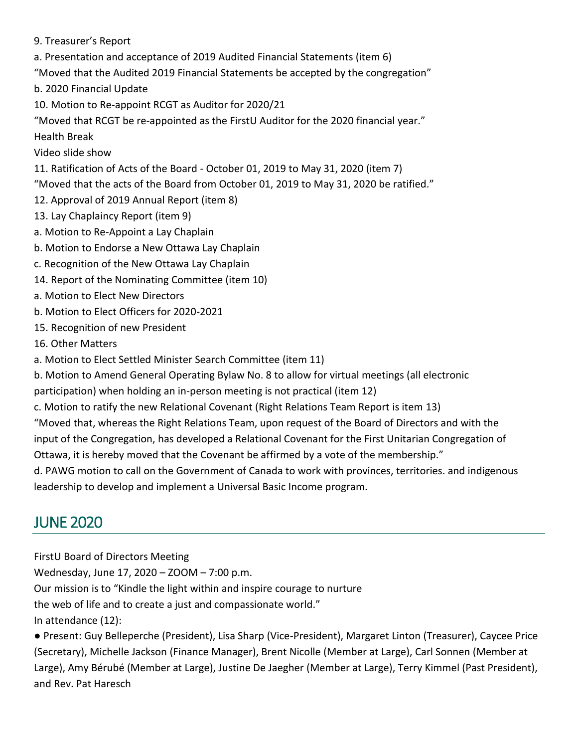9. Treasurer's Report

a. Presentation and acceptance of 2019 Audited Financial Statements (item 6)

"Moved that the Audited 2019 Financial Statements be accepted by the congregation"

b. 2020 Financial Update

10. Motion to Re-appoint RCGT as Auditor for 2020/21

"Moved that RCGT be re-appointed as the FirstU Auditor for the 2020 financial year."

Health Break

Video slide show

11. Ratification of Acts of the Board - October 01, 2019 to May 31, 2020 (item 7)

"Moved that the acts of the Board from October 01, 2019 to May 31, 2020 be ratified."

12. Approval of 2019 Annual Report (item 8)

13. Lay Chaplaincy Report (item 9)

a. Motion to Re-Appoint a Lay Chaplain

b. Motion to Endorse a New Ottawa Lay Chaplain

c. Recognition of the New Ottawa Lay Chaplain

14. Report of the Nominating Committee (item 10)

a. Motion to Elect New Directors

b. Motion to Elect Officers for 2020-2021

15. Recognition of new President

16. Other Matters

a. Motion to Elect Settled Minister Search Committee (item 11)

b. Motion to Amend General Operating Bylaw No. 8 to allow for virtual meetings (all electronic participation) when holding an in-person meeting is not practical (item 12)

c. Motion to ratify the new Relational Covenant (Right Relations Team Report is item 13)

"Moved that, whereas the Right Relations Team, upon request of the Board of Directors and with the input of the Congregation, has developed a Relational Covenant for the First Unitarian Congregation of Ottawa, it is hereby moved that the Covenant be affirmed by a vote of the membership."

d. PAWG motion to call on the Government of Canada to work with provinces, territories. and indigenous leadership to develop and implement a Universal Basic Income program.

## JUNE 2020

FirstU Board of Directors Meeting

Wednesday, June 17, 2020 – ZOOM – 7:00 p.m.

Our mission is to "Kindle the light within and inspire courage to nurture the web of life and to create a just and compassionate world."

In attendance (12):

- Present: Guy Belleperche (President), Lisa Sharp (Vice-President), Margaret Linton (Treasurer), Caycee Price (Secretary), Michelle Jackson (Finance Manager), Brent Nicolle (Member at Large), Carl Sonnen (Member at Large), Amy Bérubé (Member at Large), Justine De Jaegher (Member at Large), Terry Kimmel (Past President), and Rev. Pat Haresch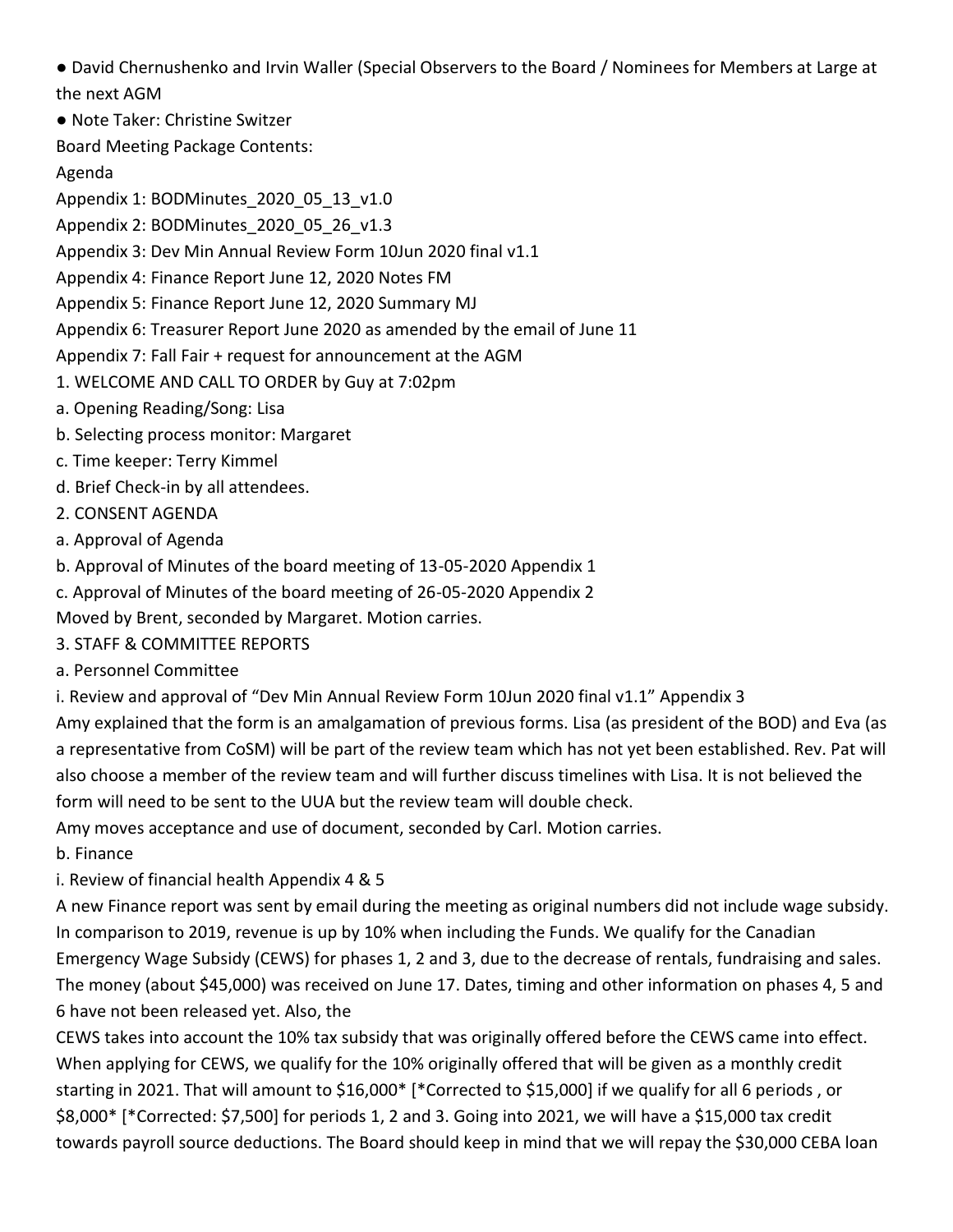● David Chernushenko and Irvin Waller (Special Observers to the Board / Nominees for Members at Large at the next AGM

● Note Taker: Christine Switzer

Board Meeting Package Contents:

Agenda

Appendix 1: BODMinutes_2020_05_13_v1.0

Appendix 2: BODMinutes_2020_05_26_v1.3

Appendix 3: Dev Min Annual Review Form 10Jun 2020 final v1.1

Appendix 4: Finance Report June 12, 2020 Notes FM

Appendix 5: Finance Report June 12, 2020 Summary MJ

Appendix 6: Treasurer Report June 2020 as amended by the email of June 11

Appendix 7: Fall Fair + request for announcement at the AGM

1. WELCOME AND CALL TO ORDER by Guy at 7:02pm

a. Opening Reading/Song: Lisa

b. Selecting process monitor: Margaret

c. Time keeper: Terry Kimmel

d. Brief Check-in by all attendees.

2. CONSENT AGENDA

a. Approval of Agenda

b. Approval of Minutes of the board meeting of 13-05-2020 Appendix 1

c. Approval of Minutes of the board meeting of 26-05-2020 Appendix 2

Moved by Brent, seconded by Margaret. Motion carries.

3. STAFF & COMMITTEE REPORTS

a. Personnel Committee

i. Review and approval of "Dev Min Annual Review Form 10Jun 2020 final v1.1" Appendix 3

Amy explained that the form is an amalgamation of previous forms. Lisa (as president of the BOD) and Eva (as a representative from CoSM) will be part of the review team which has not yet been established. Rev. Pat will also choose a member of the review team and will further discuss timelines with Lisa. It is not believed the form will need to be sent to the UUA but the review team will double check.

Amy moves acceptance and use of document, seconded by Carl. Motion carries.

b. Finance

i. Review of financial health Appendix 4 & 5

A new Finance report was sent by email during the meeting as original numbers did not include wage subsidy. In comparison to 2019, revenue is up by 10% when including the Funds. We qualify for the Canadian Emergency Wage Subsidy (CEWS) for phases 1, 2 and 3, due to the decrease of rentals, fundraising and sales. The money (about $45,000) was received on June 17. Dates, timing and other information on phases 4, 5 and 6 have not been released yet. Also, the

CEWS takes into account the 10% tax subsidy that was originally offered before the CEWS came into effect. When applying for CEWS, we qualify for the 10% originally offered that will be given as a monthly credit starting in 2021. That will amount to $16,000* [*Corrected to $15,000] if we qualify for all 6 periods , or $8,000* [*Corrected: $7,500] for periods 1, 2 and 3. Going into 2021, we will have a $15,000 tax credit towards payroll source deductions. The Board should keep in mind that we will repay the $30,000 CEBA loan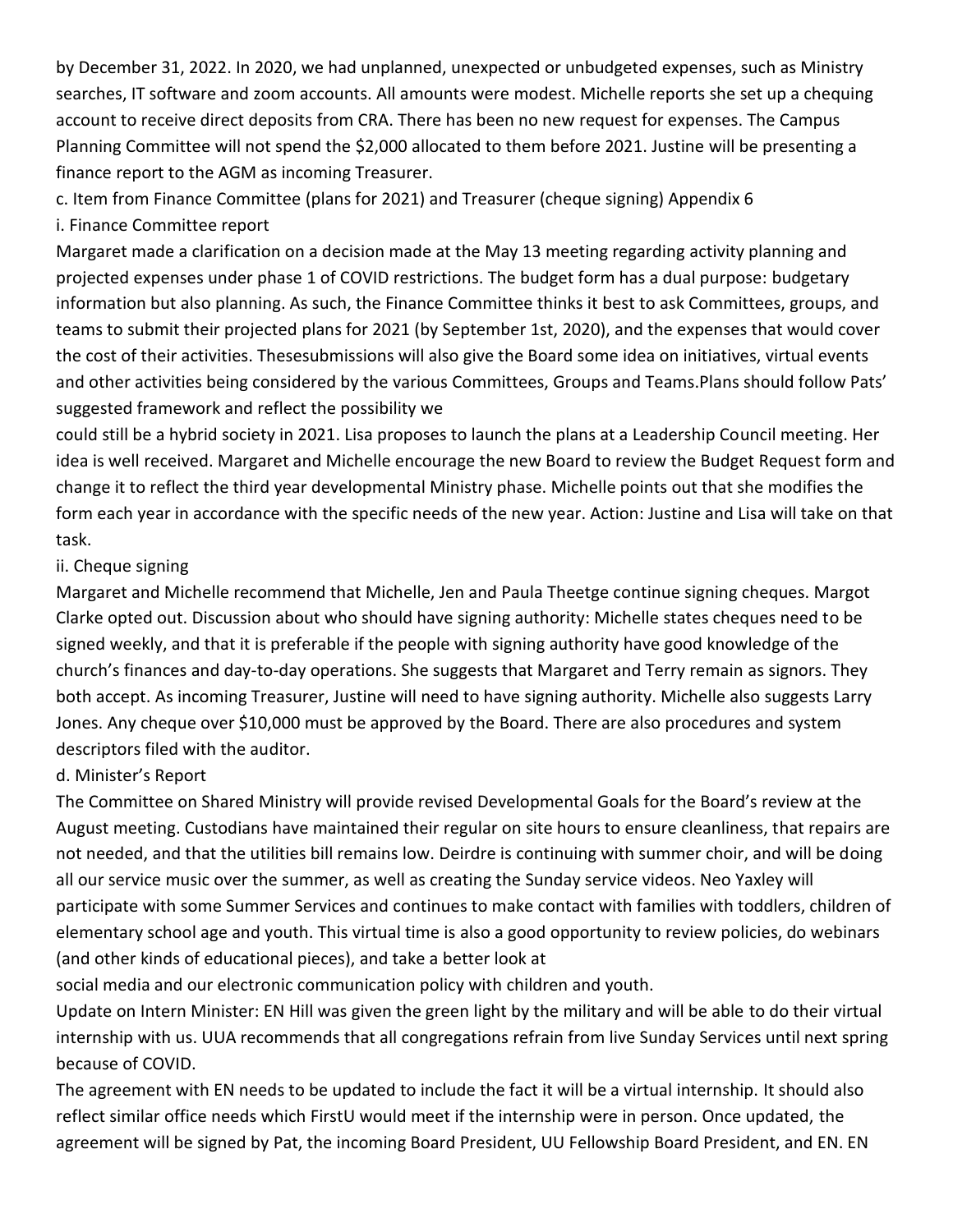by December 31, 2022. In 2020, we had unplanned, unexpected or unbudgeted expenses, such as Ministry searches, IT software and zoom accounts. All amounts were modest. Michelle reports she set up a chequing account to receive direct deposits from CRA. There has been no new request for expenses. The Campus Planning Committee will not spend the $2,000 allocated to them before 2021. Justine will be presenting a finance report to the AGM as incoming Treasurer.

c. Item from Finance Committee (plans for 2021) and Treasurer (cheque signing) Appendix 6

i. Finance Committee report

Margaret made a clarification on a decision made at the May 13 meeting regarding activity planning and projected expenses under phase 1 of COVID restrictions. The budget form has a dual purpose: budgetary information but also planning. As such, the Finance Committee thinks it best to ask Committees, groups, and teams to submit their projected plans for 2021 (by September 1st, 2020), and the expenses that would cover the cost of their activities. Thesesubmissions will also give the Board some idea on initiatives, virtual events and other activities being considered by the various Committees, Groups and Teams.Plans should follow Pats' suggested framework and reflect the possibility we could still be a hybrid society in 2021. Lisa proposes to launch the plans at a Leadership Council meeting. Her idea is well received. Margaret and Michelle encourage the new Board to review the Budget Request form and change it to reflect the third year developmental Ministry phase. Michelle points out that she modifies the form each year in accordance with the specific needs of the new year. Action: Justine and Lisa will take on that task.

ii. Cheque signing

Margaret and Michelle recommend that Michelle, Jen and Paula Theetge continue signing cheques. Margot Clarke opted out. Discussion about who should have signing authority: Michelle states cheques need to be signed weekly, and that it is preferable if the people with signing authority have good knowledge of the church's finances and day-to-day operations. She suggests that Margaret and Terry remain as signors. They both accept. As incoming Treasurer, Justine will need to have signing authority. Michelle also suggests Larry Jones. Any cheque over $10,000 must be approved by the Board. There are also procedures and system descriptors filed with the auditor.

d. Minister's Report

The Committee on Shared Ministry will provide revised Developmental Goals for the Board's review at the August meeting. Custodians have maintained their regular on site hours to ensure cleanliness, that repairs are not needed, and that the utilities bill remains low. Deirdre is continuing with summer choir, and will be doing all our service music over the summer, as well as creating the Sunday service videos. Neo Yaxley will participate with some Summer Services and continues to make contact with families with toddlers, children of elementary school age and youth. This virtual time is also a good opportunity to review policies, do webinars (and other kinds of educational pieces), and take a better look at social media and our electronic communication policy with children and youth.

Update on Intern Minister: EN Hill was given the green light by the military and will be able to do their virtual internship with us. UUA recommends that all congregations refrain from live Sunday Services until next spring because of COVID.

The agreement with EN needs to be updated to include the fact it will be a virtual internship. It should also reflect similar office needs which FirstU would meet if the internship were in person. Once updated, the agreement will be signed by Pat, the incoming Board President, UU Fellowship Board President, and EN. EN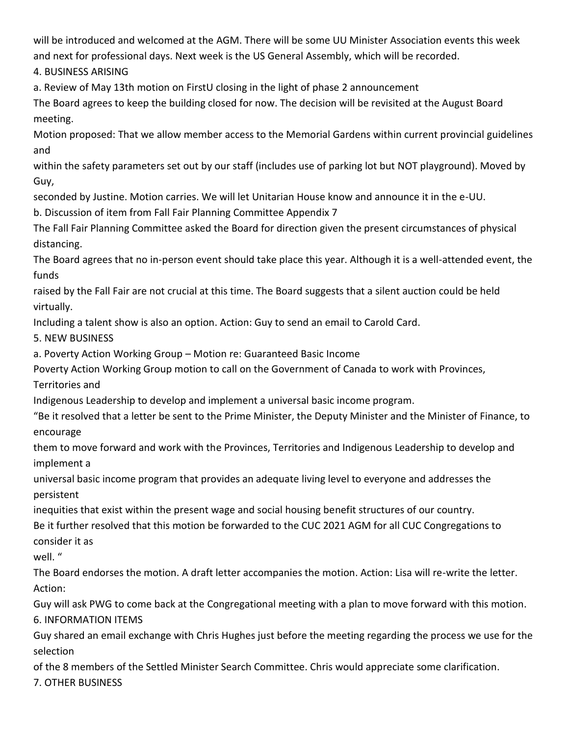will be introduced and welcomed at the AGM. There will be some UU Minister Association events this week and next for professional days. Next week is the US General Assembly, which will be recorded.

4. BUSINESS ARISING

a. Review of May 13th motion on FirstU closing in the light of phase 2 announcement

The Board agrees to keep the building closed for now. The decision will be revisited at the August Board meeting.

Motion proposed: That we allow member access to the Memorial Gardens within current provincial guidelines and within the safety parameters set out by our staff (includes use of parking lot but NOT playground). Moved by Guy, seconded by Justine. Motion carries. We will let Unitarian House know and announce it in the e-UU.

b. Discussion of item from Fall Fair Planning Committee Appendix 7

The Fall Fair Planning Committee asked the Board for direction given the present circumstances of physical distancing.

The Board agrees that no in-person event should take place this year. Although it is a well-attended event, the funds raised by the Fall Fair are not crucial at this time. The Board suggests that a silent auction could be held virtually.

Including a talent show is also an option. Action: Guy to send an email to Carold Card.

5. NEW BUSINESS

a. Poverty Action Working Group – Motion re: Guaranteed Basic Income

Poverty Action Working Group motion to call on the Government of Canada to work with Provinces, Territories and Indigenous Leadership to develop and implement a universal basic income program.

"Be it resolved that a letter be sent to the Prime Minister, the Deputy Minister and the Minister of Finance, to encourage them to move forward and work with the Provinces, Territories and Indigenous Leadership to develop and implement a universal basic income program that provides an adequate living level to everyone and addresses the persistent inequities that exist within the present wage and social housing benefit structures of our country.

Be it further resolved that this motion be forwarded to the CUC 2021 AGM for all CUC Congregations to consider it as well. "

The Board endorses the motion. A draft letter accompanies the motion. Action: Lisa will re-write the letter. Action: Guy will ask PWG to come back at the Congregational meeting with a plan to move forward with this motion.

6. INFORMATION ITEMS

Guy shared an email exchange with Chris Hughes just before the meeting regarding the process we use for the selection of the 8 members of the Settled Minister Search Committee. Chris would appreciate some clarification.

7. OTHER BUSINESS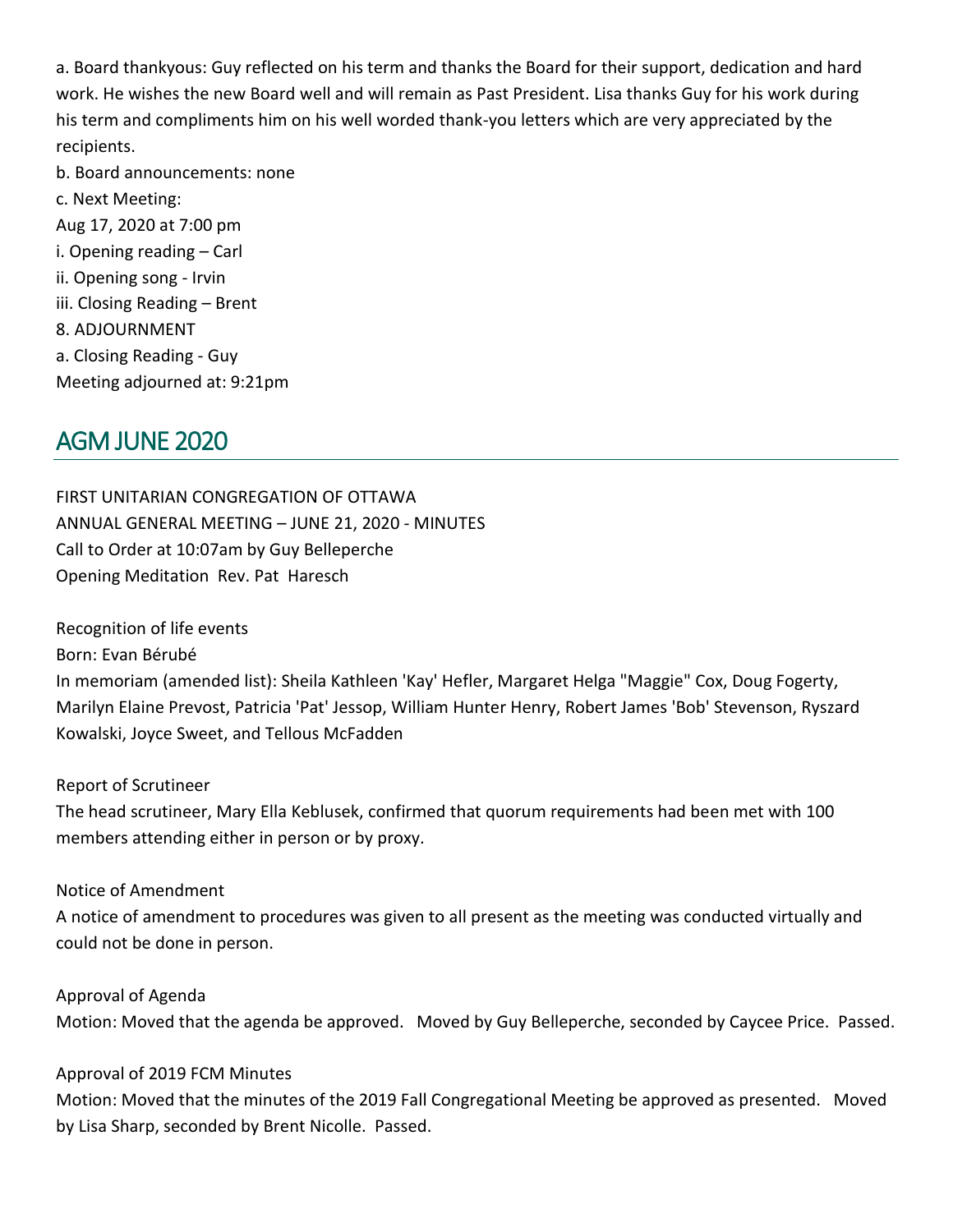a. Board thankyous: Guy reflected on his term and thanks the Board for their support, dedication and hard work. He wishes the new Board well and will remain as Past President. Lisa thanks Guy for his work during his term and compliments him on his well worded thank-you letters which are very appreciated by the recipients.

b. Board announcements: none

c. Next Meeting:

Aug 17, 2020 at 7:00 pm

i. Opening reading – Carl

ii. Opening song - Irvin

iii. Closing Reading – Brent

8. ADJOURNMENT

a. Closing Reading - Guy

Meeting adjourned at: 9:21pm

## AGM JUNE 2020

FIRST UNITARIAN CONGREGATION OF OTTAWA

ANNUAL GENERAL MEETING – JUNE 21, 2020 - MINUTES

Call to Order at 10:07am by Guy Belleperche

Opening Meditation Rev. Pat Haresch

Recognition of life events

Born: Evan Bérubé

In memoriam (amended list): Sheila Kathleen 'Kay' Hefler, Margaret Helga "Maggie" Cox, Doug Fogerty, Marilyn Elaine Prevost, Patricia 'Pat' Jessop, William Hunter Henry, Robert James 'Bob' Stevenson, Ryszard Kowalski, Joyce Sweet, and Tellous McFadden

Report of Scrutineer

The head scrutineer, Mary Ella Keblusek, confirmed that quorum requirements had been met with 100 members attending either in person or by proxy.

Notice of Amendment

A notice of amendment to procedures was given to all present as the meeting was conducted virtually and could not be done in person.

Approval of Agenda

Motion: Moved that the agenda be approved. Moved by Guy Belleperche, seconded by Caycee Price. Passed.

Approval of 2019 FCM Minutes

Motion: Moved that the minutes of the 2019 Fall Congregational Meeting be approved as presented. Moved by Lisa Sharp, seconded by Brent Nicolle. Passed.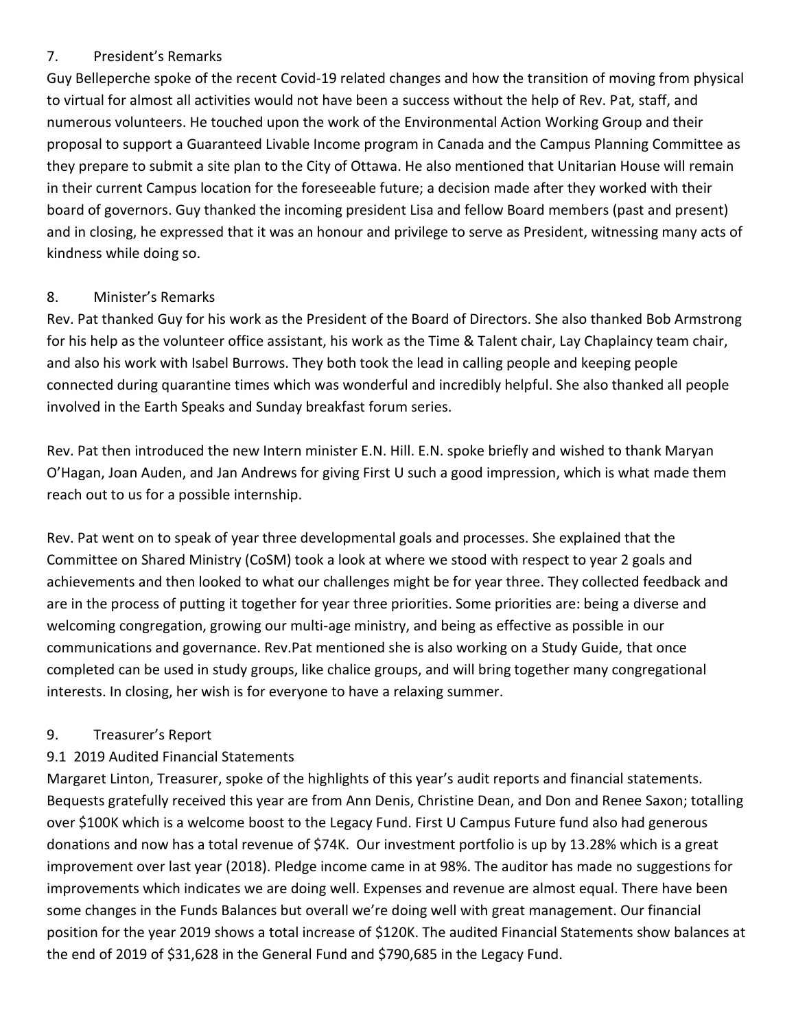## 7. President's Remarks

Guy Belleperche spoke of the recent Covid-19 related changes and how the transition of moving from physical to virtual for almost all activities would not have been a success without the help of Rev. Pat, staff, and numerous volunteers. He touched upon the work of the Environmental Action Working Group and their proposal to support a Guaranteed Livable Income program in Canada and the Campus Planning Committee as they prepare to submit a site plan to the City of Ottawa. He also mentioned that Unitarian House will remain in their current Campus location for the foreseeable future; a decision made after they worked with their board of governors. Guy thanked the incoming president Lisa and fellow Board members (past and present) and in closing, he expressed that it was an honour and privilege to serve as President, witnessing many acts of kindness while doing so.

## 8. Minister's Remarks

Rev. Pat thanked Guy for his work as the President of the Board of Directors. She also thanked Bob Armstrong for his help as the volunteer office assistant, his work as the Time & Talent chair, Lay Chaplaincy team chair, and also his work with Isabel Burrows. They both took the lead in calling people and keeping people connected during quarantine times which was wonderful and incredibly helpful. She also thanked all people involved in the Earth Speaks and Sunday breakfast forum series.

Rev. Pat then introduced the new Intern minister E.N. Hill. E.N. spoke briefly and wished to thank Maryan O'Hagan, Joan Auden, and Jan Andrews for giving First U such a good impression, which is what made them reach out to us for a possible internship.

Rev. Pat went on to speak of year three developmental goals and processes. She explained that the Committee on Shared Ministry (CoSM) took a look at where we stood with respect to year 2 goals and achievements and then looked to what our challenges might be for year three. They collected feedback and are in the process of putting it together for year three priorities. Some priorities are: being a diverse and welcoming congregation, growing our multi-age ministry, and being as effective as possible in our communications and governance. Rev.Pat mentioned she is also working on a Study Guide, that once completed can be used in study groups, like chalice groups, and will bring together many congregational interests. In closing, her wish is for everyone to have a relaxing summer.

## 9. Treasurer's Report

### 9.1 2019 Audited Financial Statements

Margaret Linton, Treasurer, spoke of the highlights of this year's audit reports and financial statements. Bequests gratefully received this year are from Ann Denis, Christine Dean, and Don and Renee Saxon; totalling over $100K which is a welcome boost to the Legacy Fund. First U Campus Future fund also had generous donations and now has a total revenue of $74K. Our investment portfolio is up by 13.28% which is a great improvement over last year (2018). Pledge income came in at 98%. The auditor has made no suggestions for improvements which indicates we are doing well. Expenses and revenue are almost equal. There have been some changes in the Funds Balances but overall we're doing well with great management. Our financial position for the year 2019 shows a total increase of $120K. The audited Financial Statements show balances at the end of 2019 of $31,628 in the General Fund and $790,685 in the Legacy Fund.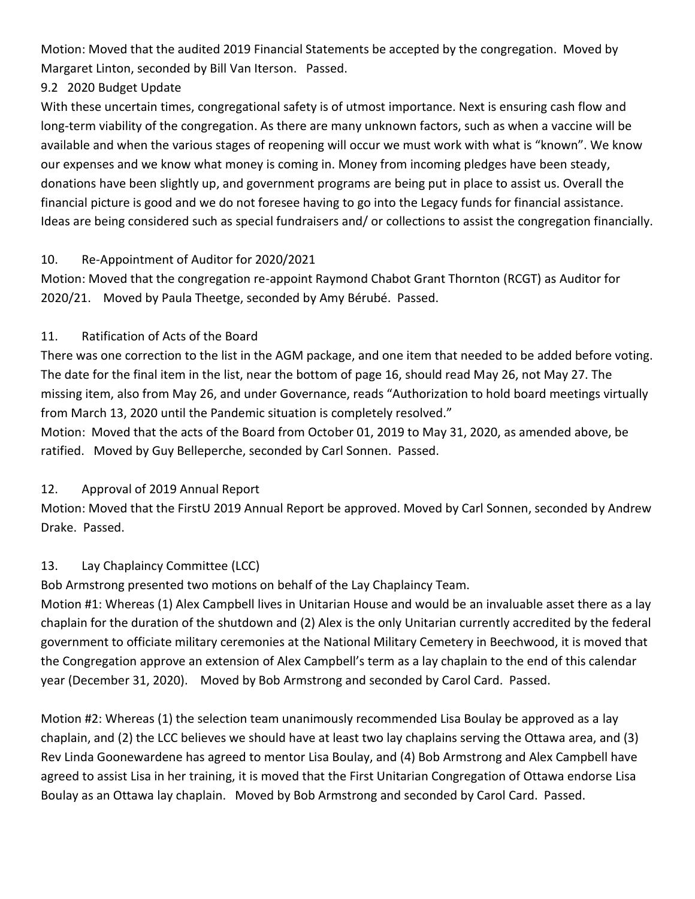Motion: Moved that the audited 2019 Financial Statements be accepted by the congregation. Moved by Margaret Linton, seconded by Bill Van Iterson. Passed.

9.2 2020 Budget Update

With these uncertain times, congregational safety is of utmost importance. Next is ensuring cash flow and long-term viability of the congregation. As there are many unknown factors, such as when a vaccine will be available and when the various stages of reopening will occur we must work with what is "known". We know our expenses and we know what money is coming in. Money from incoming pledges have been steady, donations have been slightly up, and government programs are being put in place to assist us. Overall the financial picture is good and we do not foresee having to go into the Legacy funds for financial assistance. Ideas are being considered such as special fundraisers and/ or collections to assist the congregation financially.

10. Re-Appointment of Auditor for 2020/2021

Motion: Moved that the congregation re-appoint Raymond Chabot Grant Thornton (RCGT) as Auditor for 2020/21. Moved by Paula Theetge, seconded by Amy Bérubé. Passed.

11. Ratification of Acts of the Board

There was one correction to the list in the AGM package, and one item that needed to be added before voting. The date for the final item in the list, near the bottom of page 16, should read May 26, not May 27. The missing item, also from May 26, and under Governance, reads "Authorization to hold board meetings virtually from March 13, 2020 until the Pandemic situation is completely resolved."

Motion: Moved that the acts of the Board from October 01, 2019 to May 31, 2020, as amended above, be ratified. Moved by Guy Belleperche, seconded by Carl Sonnen. Passed.

12. Approval of 2019 Annual Report

Motion: Moved that the FirstU 2019 Annual Report be approved. Moved by Carl Sonnen, seconded by Andrew Drake. Passed.

13. Lay Chaplaincy Committee (LCC)

Bob Armstrong presented two motions on behalf of the Lay Chaplaincy Team.

Motion #1: Whereas (1) Alex Campbell lives in Unitarian House and would be an invaluable asset there as a lay chaplain for the duration of the shutdown and (2) Alex is the only Unitarian currently accredited by the federal government to officiate military ceremonies at the National Military Cemetery in Beechwood, it is moved that the Congregation approve an extension of Alex Campbell's term as a lay chaplain to the end of this calendar year (December 31, 2020). Moved by Bob Armstrong and seconded by Carol Card. Passed.

Motion #2: Whereas (1) the selection team unanimously recommended Lisa Boulay be approved as a lay chaplain, and (2) the LCC believes we should have at least two lay chaplains serving the Ottawa area, and (3) Rev Linda Goonewardene has agreed to mentor Lisa Boulay, and (4) Bob Armstrong and Alex Campbell have agreed to assist Lisa in her training, it is moved that the First Unitarian Congregation of Ottawa endorse Lisa Boulay as an Ottawa lay chaplain. Moved by Bob Armstrong and seconded by Carol Card. Passed.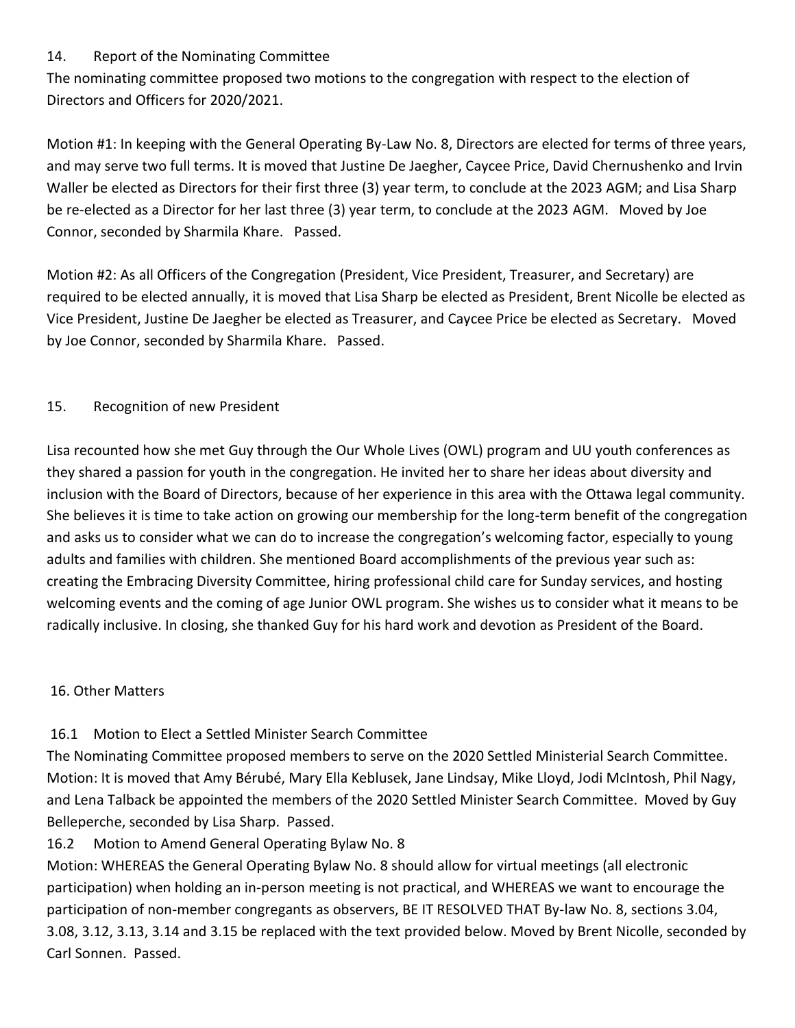## 14. Report of the Nominating Committee

The nominating committee proposed two motions to the congregation with respect to the election of Directors and Officers for 2020/2021.

Motion #1: In keeping with the General Operating By-Law No. 8, Directors are elected for terms of three years, and may serve two full terms. It is moved that Justine De Jaegher, Caycee Price, David Chernushenko and Irvin Waller be elected as Directors for their first three (3) year term, to conclude at the 2023 AGM; and Lisa Sharp be re-elected as a Director for her last three (3) year term, to conclude at the 2023 AGM. Moved by Joe Connor, seconded by Sharmila Khare. Passed.

Motion #2: As all Officers of the Congregation (President, Vice President, Treasurer, and Secretary) are required to be elected annually, it is moved that Lisa Sharp be elected as President, Brent Nicolle be elected as Vice President, Justine De Jaegher be elected as Treasurer, and Caycee Price be elected as Secretary. Moved by Joe Connor, seconded by Sharmila Khare. Passed.

## 15. Recognition of new President

Lisa recounted how she met Guy through the Our Whole Lives (OWL) program and UU youth conferences as they shared a passion for youth in the congregation. He invited her to share her ideas about diversity and inclusion with the Board of Directors, because of her experience in this area with the Ottawa legal community. She believes it is time to take action on growing our membership for the long-term benefit of the congregation and asks us to consider what we can do to increase the congregation's welcoming factor, especially to young adults and families with children. She mentioned Board accomplishments of the previous year such as: creating the Embracing Diversity Committee, hiring professional child care for Sunday services, and hosting welcoming events and the coming of age Junior OWL program. She wishes us to consider what it means to be radically inclusive. In closing, she thanked Guy for his hard work and devotion as President of the Board.

## 16. Other Matters

### 16.1 Motion to Elect a Settled Minister Search Committee

The Nominating Committee proposed members to serve on the 2020 Settled Ministerial Search Committee. Motion: It is moved that Amy Bérubé, Mary Ella Keblusek, Jane Lindsay, Mike Lloyd, Jodi McIntosh, Phil Nagy, and Lena Talback be appointed the members of the 2020 Settled Minister Search Committee. Moved by Guy Belleperche, seconded by Lisa Sharp. Passed.

### 16.2 Motion to Amend General Operating Bylaw No. 8

Motion: WHEREAS the General Operating Bylaw No. 8 should allow for virtual meetings (all electronic participation) when holding an in-person meeting is not practical, and WHEREAS we want to encourage the participation of non-member congregants as observers, BE IT RESOLVED THAT By-law No. 8, sections 3.04, 3.08, 3.12, 3.13, 3.14 and 3.15 be replaced with the text provided below. Moved by Brent Nicolle, seconded by Carl Sonnen. Passed.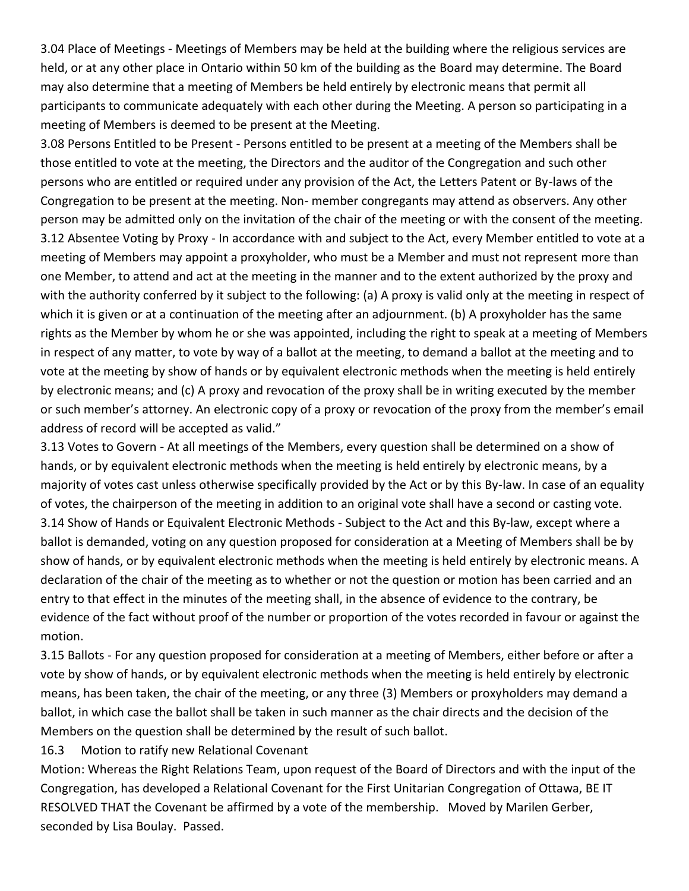3.04 Place of Meetings - Meetings of Members may be held at the building where the religious services are held, or at any other place in Ontario within 50 km of the building as the Board may determine. The Board may also determine that a meeting of Members be held entirely by electronic means that permit all participants to communicate adequately with each other during the Meeting. A person so participating in a meeting of Members is deemed to be present at the Meeting.

3.08 Persons Entitled to be Present - Persons entitled to be present at a meeting of the Members shall be those entitled to vote at the meeting, the Directors and the auditor of the Congregation and such other persons who are entitled or required under any provision of the Act, the Letters Patent or By-laws of the Congregation to be present at the meeting. Non- member congregants may attend as observers. Any other person may be admitted only on the invitation of the chair of the meeting or with the consent of the meeting.

3.12 Absentee Voting by Proxy - In accordance with and subject to the Act, every Member entitled to vote at a meeting of Members may appoint a proxyholder, who must be a Member and must not represent more than one Member, to attend and act at the meeting in the manner and to the extent authorized by the proxy and with the authority conferred by it subject to the following: (a) A proxy is valid only at the meeting in respect of which it is given or at a continuation of the meeting after an adjournment. (b) A proxyholder has the same rights as the Member by whom he or she was appointed, including the right to speak at a meeting of Members in respect of any matter, to vote by way of a ballot at the meeting, to demand a ballot at the meeting and to vote at the meeting by show of hands or by equivalent electronic methods when the meeting is held entirely by electronic means; and (c) A proxy and revocation of the proxy shall be in writing executed by the member or such member's attorney. An electronic copy of a proxy or revocation of the proxy from the member's email address of record will be accepted as valid."

3.13 Votes to Govern - At all meetings of the Members, every question shall be determined on a show of hands, or by equivalent electronic methods when the meeting is held entirely by electronic means, by a majority of votes cast unless otherwise specifically provided by the Act or by this By-law. In case of an equality of votes, the chairperson of the meeting in addition to an original vote shall have a second or casting vote.

3.14 Show of Hands or Equivalent Electronic Methods - Subject to the Act and this By-law, except where a ballot is demanded, voting on any question proposed for consideration at a Meeting of Members shall be by show of hands, or by equivalent electronic methods when the meeting is held entirely by electronic means. A declaration of the chair of the meeting as to whether or not the question or motion has been carried and an entry to that effect in the minutes of the meeting shall, in the absence of evidence to the contrary, be evidence of the fact without proof of the number or proportion of the votes recorded in favour or against the motion.

3.15 Ballots - For any question proposed for consideration at a meeting of Members, either before or after a vote by show of hands, or by equivalent electronic methods when the meeting is held entirely by electronic means, has been taken, the chair of the meeting, or any three (3) Members or proxyholders may demand a ballot, in which case the ballot shall be taken in such manner as the chair directs and the decision of the Members on the question shall be determined by the result of such ballot.

16.3 Motion to ratify new Relational Covenant

Motion: Whereas the Right Relations Team, upon request of the Board of Directors and with the input of the Congregation, has developed a Relational Covenant for the First Unitarian Congregation of Ottawa, BE IT RESOLVED THAT the Covenant be affirmed by a vote of the membership. Moved by Marilen Gerber, seconded by Lisa Boulay. Passed.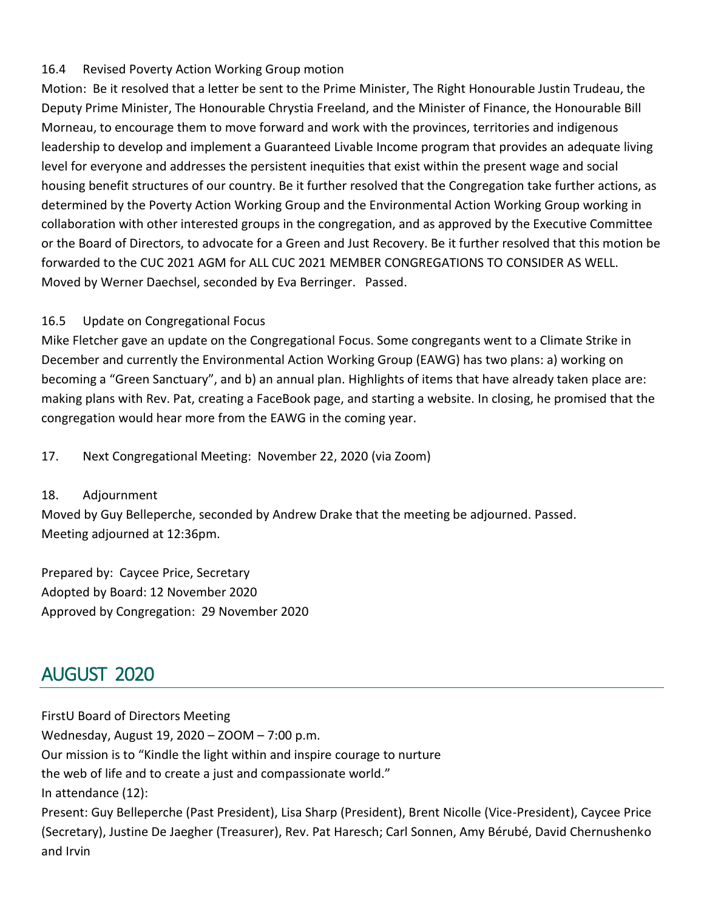16.4 Revised Poverty Action Working Group motion

Motion: Be it resolved that a letter be sent to the Prime Minister, The Right Honourable Justin Trudeau, the Deputy Prime Minister, The Honourable Chrystia Freeland, and the Minister of Finance, the Honourable Bill Morneau, to encourage them to move forward and work with the provinces, territories and indigenous leadership to develop and implement a Guaranteed Livable Income program that provides an adequate living level for everyone and addresses the persistent inequities that exist within the present wage and social housing benefit structures of our country. Be it further resolved that the Congregation take further actions, as determined by the Poverty Action Working Group and the Environmental Action Working Group working in collaboration with other interested groups in the congregation, and as approved by the Executive Committee or the Board of Directors, to advocate for a Green and Just Recovery. Be it further resolved that this motion be forwarded to the CUC 2021 AGM for ALL CUC 2021 MEMBER CONGREGATIONS TO CONSIDER AS WELL.
Moved by Werner Daechsel, seconded by Eva Berringer. Passed.

16.5 Update on Congregational Focus

Mike Fletcher gave an update on the Congregational Focus. Some congregants went to a Climate Strike in December and currently the Environmental Action Working Group (EAWG) has two plans: a) working on becoming a "Green Sanctuary", and b) an annual plan. Highlights of items that have already taken place are: making plans with Rev. Pat, creating a FaceBook page, and starting a website. In closing, he promised that the congregation would hear more from the EAWG in the coming year.

17. Next Congregational Meeting: November 22, 2020 (via Zoom)

18. Adjournment

Moved by Guy Belleperche, seconded by Andrew Drake that the meeting be adjourned. Passed.
Meeting adjourned at 12:36pm.

Prepared by: Caycee Price, Secretary
Adopted by Board: 12 November 2020
Approved by Congregation: 29 November 2020

## AUGUST 2020

FirstU Board of Directors Meeting
Wednesday, August 19, 2020 – ZOOM – 7:00 p.m.
Our mission is to "Kindle the light within and inspire courage to nurture
the web of life and to create a just and compassionate world."
In attendance (12):
Present: Guy Belleperche (Past President), Lisa Sharp (President), Brent Nicolle (Vice-President), Caycee Price (Secretary), Justine De Jaegher (Treasurer), Rev. Pat Haresch; Carl Sonnen, Amy Bérubé, David Chernushenko and Irvin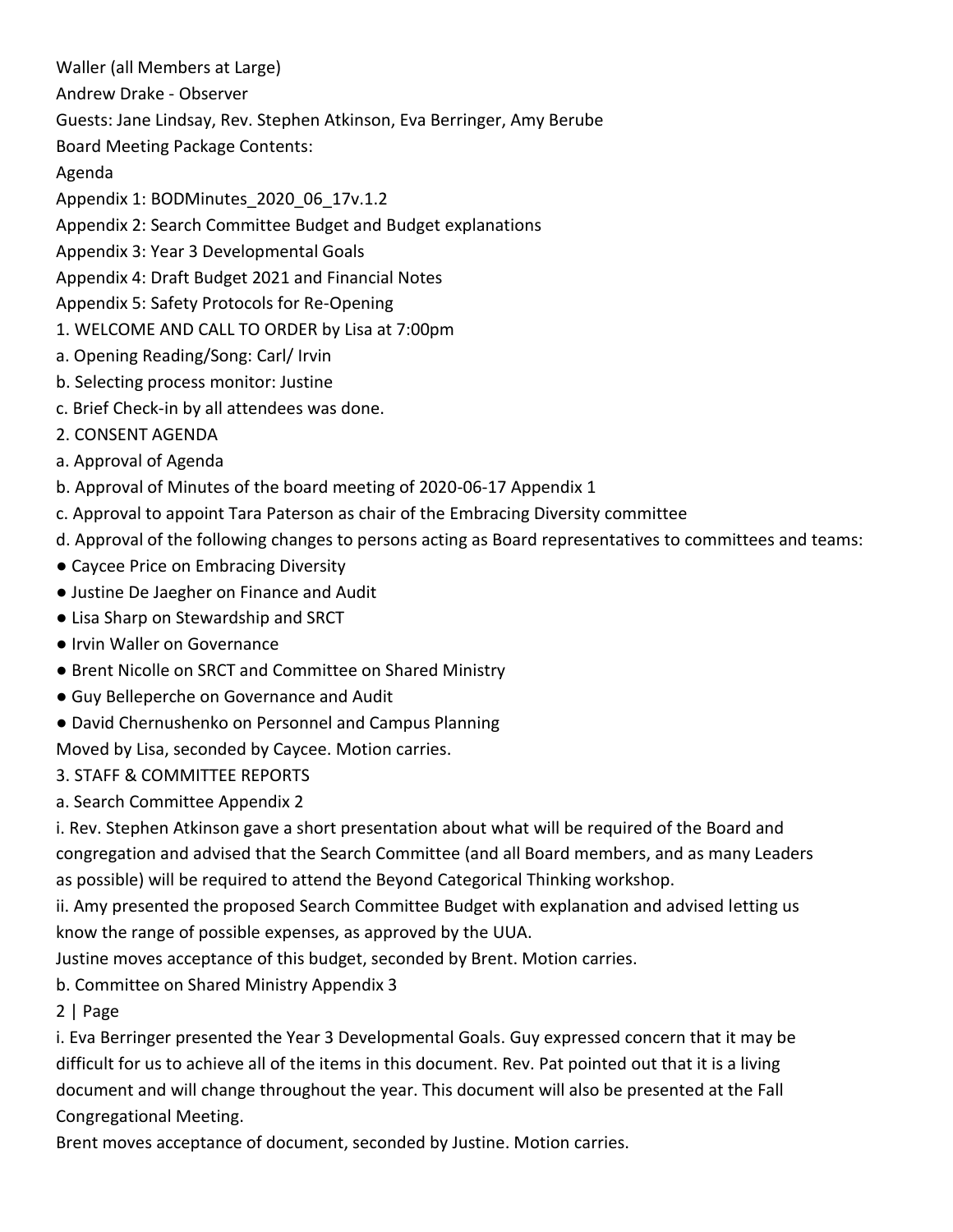Waller (all Members at Large)

Andrew Drake - Observer

Guests: Jane Lindsay, Rev. Stephen Atkinson, Eva Berringer, Amy Berube

Board Meeting Package Contents:

Agenda

Appendix 1: BODMinutes_2020_06_17v.1.2

Appendix 2: Search Committee Budget and Budget explanations

Appendix 3: Year 3 Developmental Goals

Appendix 4: Draft Budget 2021 and Financial Notes

Appendix 5: Safety Protocols for Re-Opening

1. WELCOME AND CALL TO ORDER by Lisa at 7:00pm

a. Opening Reading/Song: Carl/ Irvin

b. Selecting process monitor: Justine

c. Brief Check-in by all attendees was done.

2. CONSENT AGENDA

a. Approval of Agenda

b. Approval of Minutes of the board meeting of 2020-06-17 Appendix 1

c. Approval to appoint Tara Paterson as chair of the Embracing Diversity committee

d. Approval of the following changes to persons acting as Board representatives to committees and teams:

- Caycee Price on Embracing Diversity
- Justine De Jaegher on Finance and Audit
- Lisa Sharp on Stewardship and SRCT
- Irvin Waller on Governance
- Brent Nicolle on SRCT and Committee on Shared Ministry
- Guy Belleperche on Governance and Audit
- David Chernushenko on Personnel and Campus Planning

Moved by Lisa, seconded by Caycee. Motion carries.

3. STAFF & COMMITTEE REPORTS

a. Search Committee Appendix 2

i. Rev. Stephen Atkinson gave a short presentation about what will be required of the Board and congregation and advised that the Search Committee (and all Board members, and as many Leaders as possible) will be required to attend the Beyond Categorical Thinking workshop.

ii. Amy presented the proposed Search Committee Budget with explanation and advised letting us know the range of possible expenses, as approved by the UUA.

Justine moves acceptance of this budget, seconded by Brent. Motion carries.

b. Committee on Shared Ministry Appendix 3

i. Eva Berringer presented the Year 3 Developmental Goals. Guy expressed concern that it may be difficult for us to achieve all of the items in this document. Rev. Pat pointed out that it is a living document and will change throughout the year. This document will also be presented at the Fall Congregational Meeting.

Brent moves acceptance of document, seconded by Justine. Motion carries.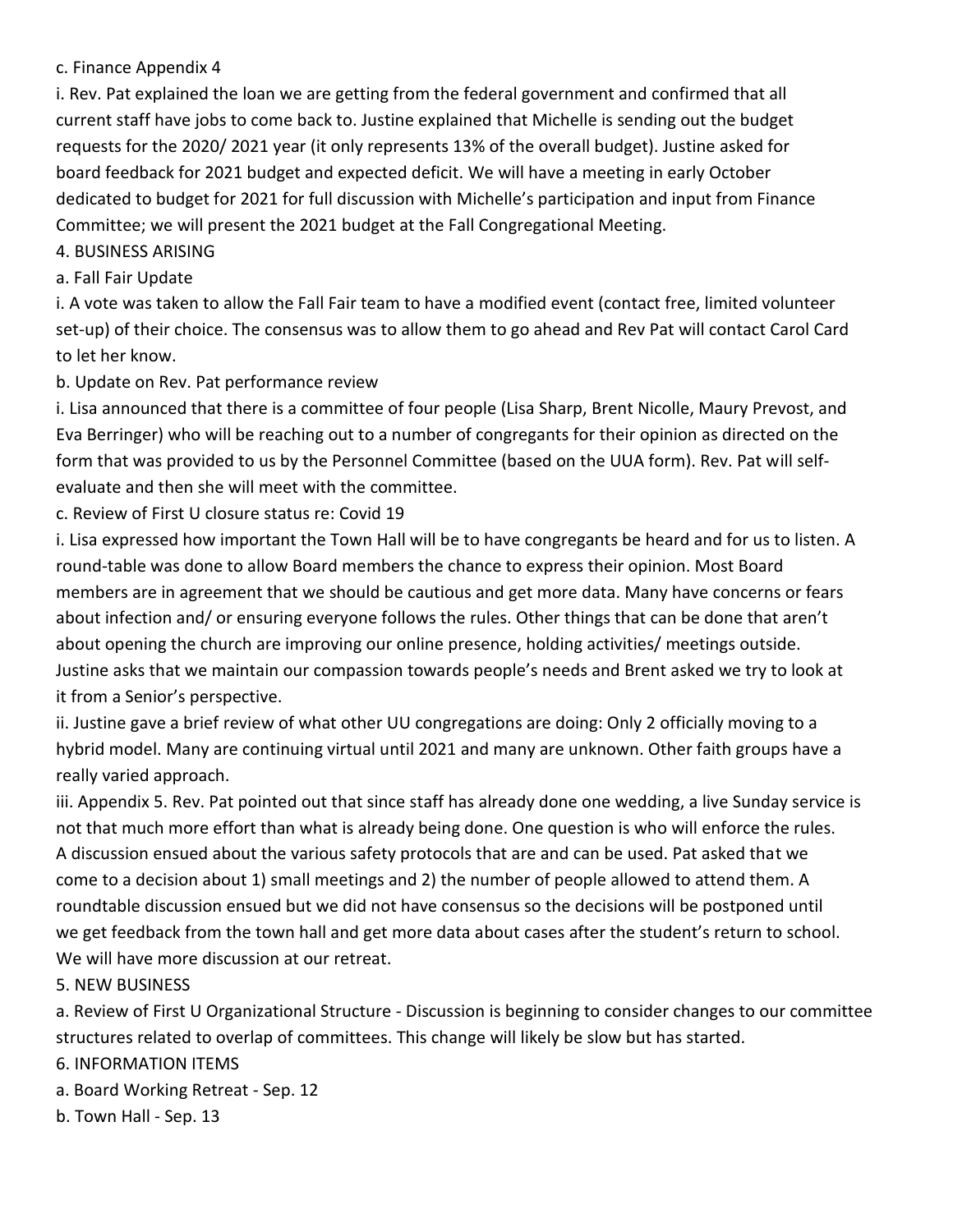c. Finance Appendix 4

i. Rev. Pat explained the loan we are getting from the federal government and confirmed that all current staff have jobs to come back to. Justine explained that Michelle is sending out the budget requests for the 2020/ 2021 year (it only represents 13% of the overall budget). Justine asked for board feedback for 2021 budget and expected deficit. We will have a meeting in early October dedicated to budget for 2021 for full discussion with Michelle's participation and input from Finance Committee; we will present the 2021 budget at the Fall Congregational Meeting.

4. BUSINESS ARISING

a. Fall Fair Update

i. A vote was taken to allow the Fall Fair team to have a modified event (contact free, limited volunteer set-up) of their choice. The consensus was to allow them to go ahead and Rev Pat will contact Carol Card to let her know.

b. Update on Rev. Pat performance review

i. Lisa announced that there is a committee of four people (Lisa Sharp, Brent Nicolle, Maury Prevost, and Eva Berringer) who will be reaching out to a number of congregants for their opinion as directed on the form that was provided to us by the Personnel Committee (based on the UUA form). Rev. Pat will self-evaluate and then she will meet with the committee.

c. Review of First U closure status re: Covid 19

i. Lisa expressed how important the Town Hall will be to have congregants be heard and for us to listen. A round-table was done to allow Board members the chance to express their opinion. Most Board members are in agreement that we should be cautious and get more data. Many have concerns or fears about infection and/ or ensuring everyone follows the rules. Other things that can be done that aren't about opening the church are improving our online presence, holding activities/ meetings outside. Justine asks that we maintain our compassion towards people's needs and Brent asked we try to look at it from a Senior's perspective.

ii. Justine gave a brief review of what other UU congregations are doing: Only 2 officially moving to a hybrid model. Many are continuing virtual until 2021 and many are unknown. Other faith groups have a really varied approach.

iii. Appendix 5. Rev. Pat pointed out that since staff has already done one wedding, a live Sunday service is not that much more effort than what is already being done. One question is who will enforce the rules. A discussion ensued about the various safety protocols that are and can be used. Pat asked that we come to a decision about 1) small meetings and 2) the number of people allowed to attend them. A roundtable discussion ensued but we did not have consensus so the decisions will be postponed until we get feedback from the town hall and get more data about cases after the student's return to school. We will have more discussion at our retreat.

5. NEW BUSINESS

a. Review of First U Organizational Structure - Discussion is beginning to consider changes to our committee structures related to overlap of committees. This change will likely be slow but has started.

6. INFORMATION ITEMS

a. Board Working Retreat - Sep. 12

b. Town Hall - Sep. 13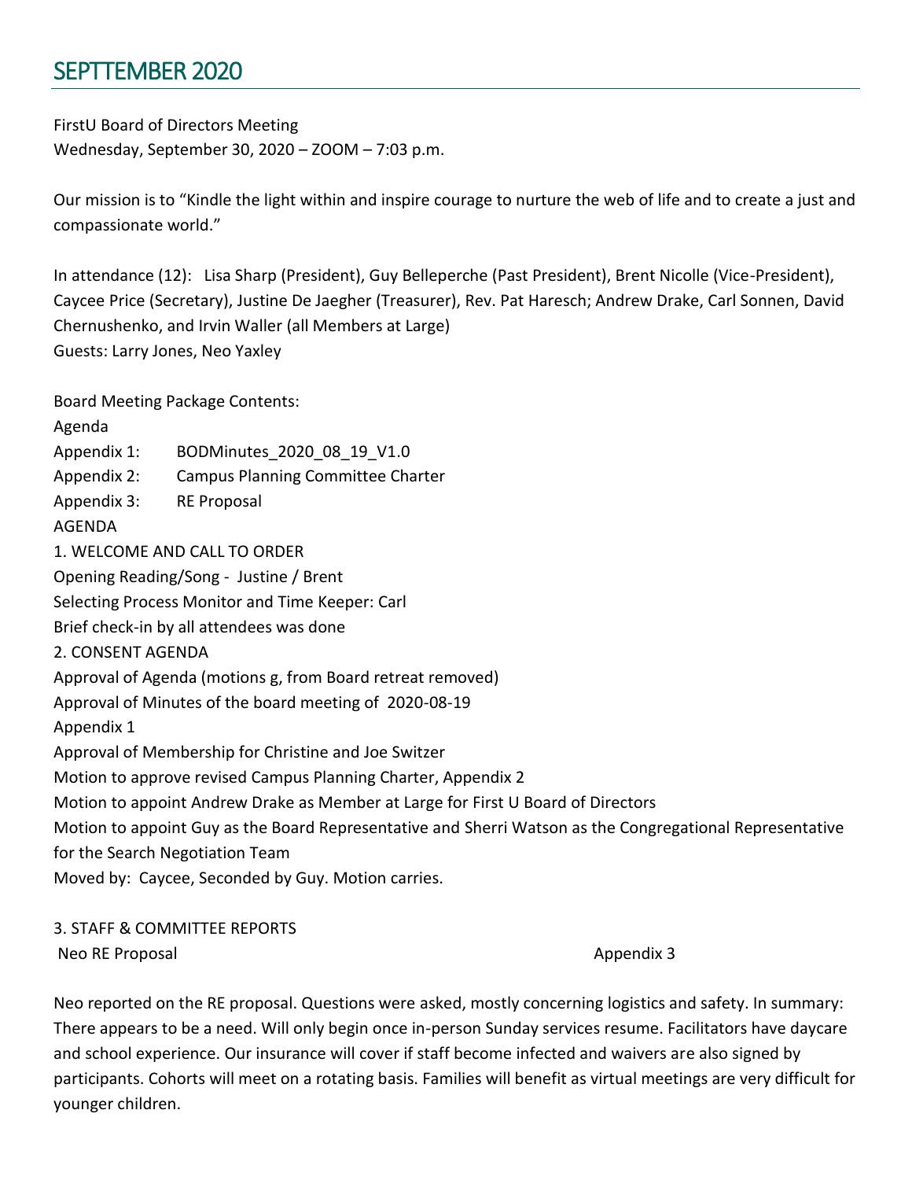# SEPTTEMBER 2020

FirstU Board of Directors Meeting
Wednesday, September 30, 2020 – ZOOM – 7:03 p.m.

Our mission is to "Kindle the light within and inspire courage to nurture the web of life and to create a just and compassionate world."

In attendance (12): Lisa Sharp (President), Guy Belleperche (Past President), Brent Nicolle (Vice-President), Caycee Price (Secretary), Justine De Jaegher (Treasurer), Rev. Pat Haresch; Andrew Drake, Carl Sonnen, David Chernushenko, and Irvin Waller (all Members at Large)
Guests: Larry Jones, Neo Yaxley

Board Meeting Package Contents:
Agenda
Appendix 1: BODMinutes_2020_08_19_V1.0
Appendix 2: Campus Planning Committee Charter
Appendix 3: RE Proposal

AGENDA

1. WELCOME AND CALL TO ORDER
Opening Reading/Song - Justine / Brent
Selecting Process Monitor and Time Keeper: Carl
Brief check-in by all attendees was done

2. CONSENT AGENDA
Approval of Agenda (motions g, from Board retreat removed)
Approval of Minutes of the board meeting of 2020-08-19
Appendix 1
Approval of Membership for Christine and Joe Switzer
Motion to approve revised Campus Planning Charter, Appendix 2
Motion to appoint Andrew Drake as Member at Large for First U Board of Directors
Motion to appoint Guy as the Board Representative and Sherri Watson as the Congregational Representative for the Search Negotiation Team
Moved by: Caycee, Seconded by Guy. Motion carries.

3. STAFF & COMMITTEE REPORTS
Neo RE Proposal Appendix 3

Neo reported on the RE proposal. Questions were asked, mostly concerning logistics and safety. In summary: There appears to be a need. Will only begin once in-person Sunday services resume. Facilitators have daycare and school experience. Our insurance will cover if staff become infected and waivers are also signed by participants. Cohorts will meet on a rotating basis. Families will benefit as virtual meetings are very difficult for younger children.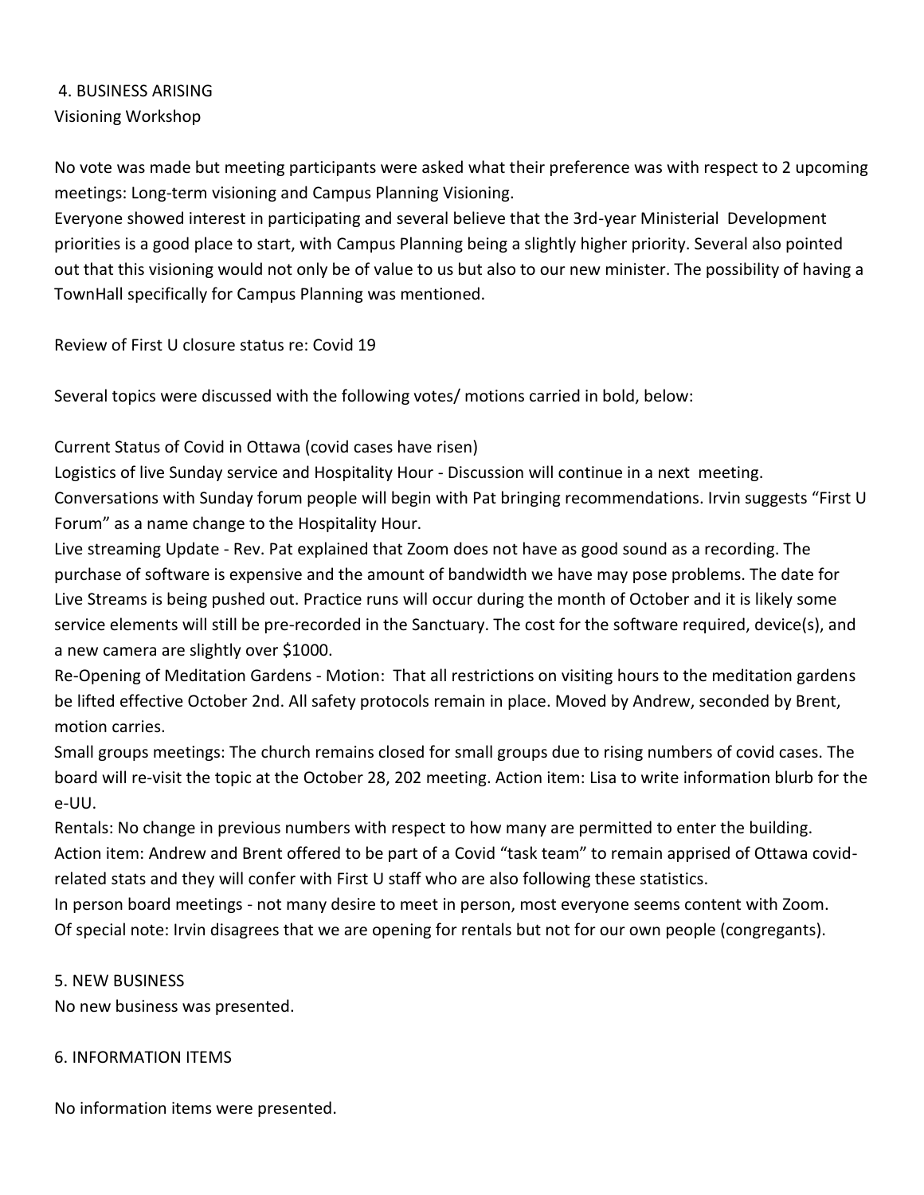## 4. BUSINESS ARISING

Visioning Workshop

No vote was made but meeting participants were asked what their preference was with respect to 2 upcoming meetings: Long-term visioning and Campus Planning Visioning.
Everyone showed interest in participating and several believe that the 3rd-year Ministerial Development priorities is a good place to start, with Campus Planning being a slightly higher priority. Several also pointed out that this visioning would not only be of value to us but also to our new minister. The possibility of having a TownHall specifically for Campus Planning was mentioned.

Review of First U closure status re: Covid 19

Several topics were discussed with the following votes/ motions carried in bold, below:

Current Status of Covid in Ottawa (covid cases have risen)
Logistics of live Sunday service and Hospitality Hour - Discussion will continue in a next meeting.
Conversations with Sunday forum people will begin with Pat bringing recommendations. Irvin suggests "First U Forum" as a name change to the Hospitality Hour.
Live streaming Update - Rev. Pat explained that Zoom does not have as good sound as a recording. The purchase of software is expensive and the amount of bandwidth we have may pose problems. The date for Live Streams is being pushed out. Practice runs will occur during the month of October and it is likely some service elements will still be pre-recorded in the Sanctuary. The cost for the software required, device(s), and a new camera are slightly over $1000.
Re-Opening of Meditation Gardens - Motion: That all restrictions on visiting hours to the meditation gardens be lifted effective October 2nd. All safety protocols remain in place. Moved by Andrew, seconded by Brent, motion carries.
Small groups meetings: The church remains closed for small groups due to rising numbers of covid cases. The board will re-visit the topic at the October 28, 202 meeting. Action item: Lisa to write information blurb for the e-UU.
Rentals: No change in previous numbers with respect to how many are permitted to enter the building.
Action item: Andrew and Brent offered to be part of a Covid "task team" to remain apprised of Ottawa covid-related stats and they will confer with First U staff who are also following these statistics.
In person board meetings - not many desire to meet in person, most everyone seems content with Zoom.
Of special note: Irvin disagrees that we are opening for rentals but not for our own people (congregants).

## 5. NEW BUSINESS

No new business was presented.

## 6. INFORMATION ITEMS

No information items were presented.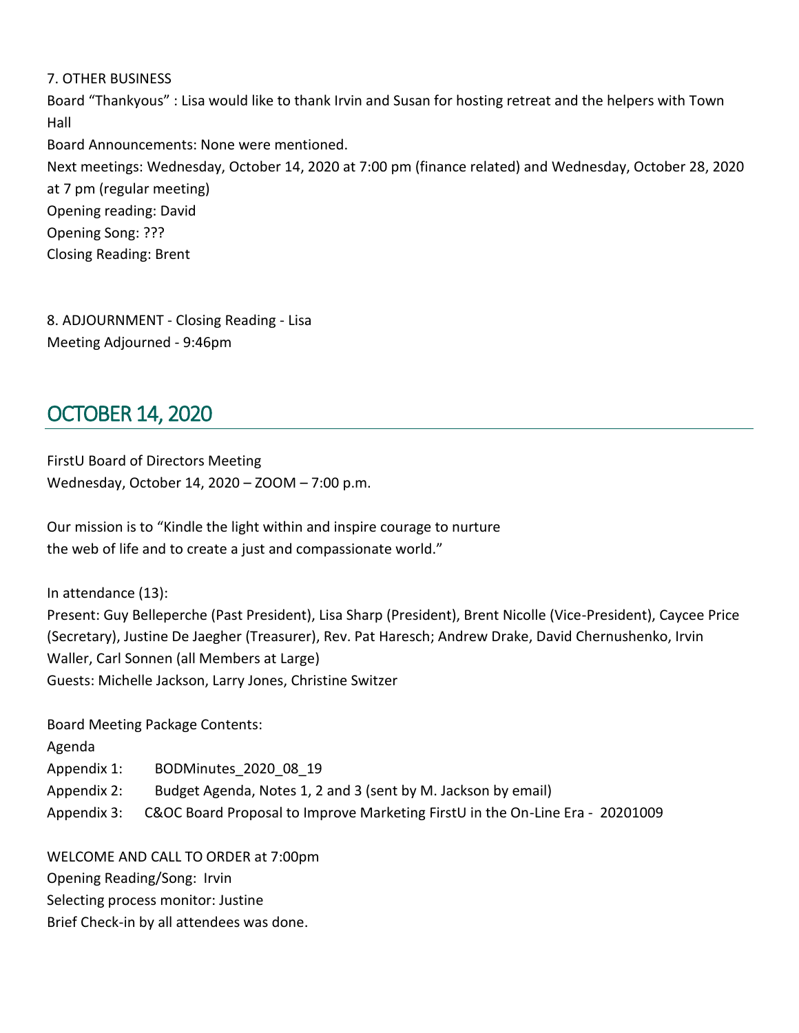7. OTHER BUSINESS

Board "Thankyous" : Lisa would like to thank Irvin and Susan for hosting retreat and the helpers with Town Hall

Board Announcements: None were mentioned.

Next meetings: Wednesday, October 14, 2020 at 7:00 pm (finance related) and Wednesday, October 28, 2020 at 7 pm (regular meeting)

Opening reading: David

Opening Song: ???

Closing Reading: Brent

8. ADJOURNMENT - Closing Reading - Lisa

Meeting Adjourned - 9:46pm

## OCTOBER 14, 2020

FirstU Board of Directors Meeting

Wednesday, October 14, 2020 – ZOOM – 7:00 p.m.

Our mission is to "Kindle the light within and inspire courage to nurture the web of life and to create a just and compassionate world."

In attendance (13):

Present: Guy Belleperche (Past President), Lisa Sharp (President), Brent Nicolle (Vice-President), Caycee Price (Secretary), Justine De Jaegher (Treasurer), Rev. Pat Haresch; Andrew Drake, David Chernushenko, Irvin Waller, Carl Sonnen (all Members at Large)

Guests: Michelle Jackson, Larry Jones, Christine Switzer

Board Meeting Package Contents:

Agenda

Appendix 1: BODMinutes_2020_08_19

Appendix 2: Budget Agenda, Notes 1, 2 and 3 (sent by M. Jackson by email)

Appendix 3: C&OC Board Proposal to Improve Marketing FirstU in the On-Line Era - 20201009

WELCOME AND CALL TO ORDER at 7:00pm

Opening Reading/Song: Irvin

Selecting process monitor: Justine

Brief Check-in by all attendees was done.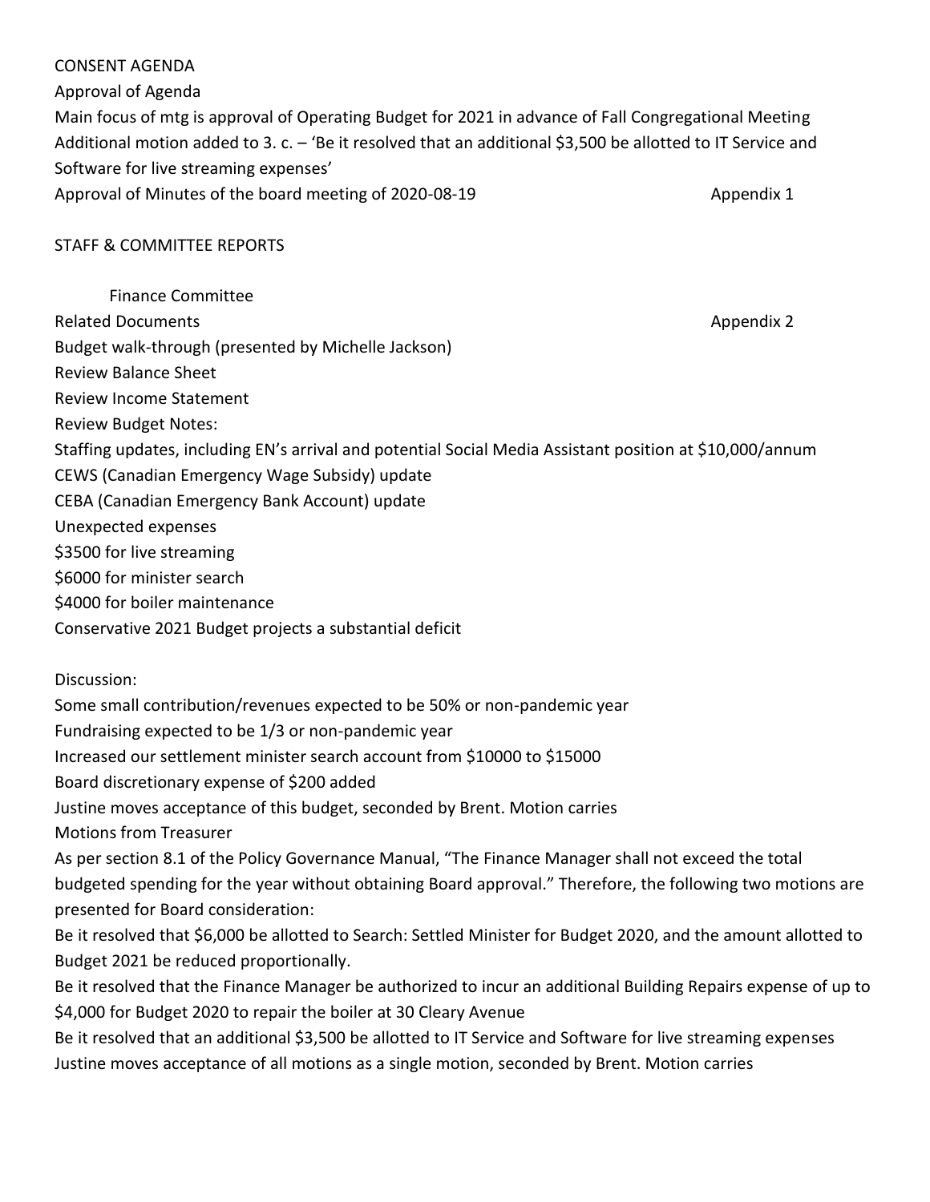CONSENT AGENDA

Approval of Agenda

Main focus of mtg is approval of Operating Budget for 2021 in advance of Fall Congregational Meeting

Additional motion added to 3. c. – 'Be it resolved that an additional $3,500 be allotted to IT Service and Software for live streaming expenses'

Approval of Minutes of the board meeting of 2020-08-19 Appendix 1

STAFF & COMMITTEE REPORTS

Finance Committee

Related Documents Appendix 2

Budget walk-through (presented by Michelle Jackson)

Review Balance Sheet

Review Income Statement

Review Budget Notes:

Staffing updates, including EN's arrival and potential Social Media Assistant position at $10,000/annum

CEWS (Canadian Emergency Wage Subsidy) update

CEBA (Canadian Emergency Bank Account) update

Unexpected expenses

$3500 for live streaming

$6000 for minister search

$4000 for boiler maintenance

Conservative 2021 Budget projects a substantial deficit

Discussion:

Some small contribution/revenues expected to be 50% or non-pandemic year

Fundraising expected to be 1/3 or non-pandemic year

Increased our settlement minister search account from $10000 to $15000

Board discretionary expense of $200 added

Justine moves acceptance of this budget, seconded by Brent. Motion carries

Motions from Treasurer

As per section 8.1 of the Policy Governance Manual, "The Finance Manager shall not exceed the total budgeted spending for the year without obtaining Board approval." Therefore, the following two motions are presented for Board consideration:

Be it resolved that $6,000 be allotted to Search: Settled Minister for Budget 2020, and the amount allotted to Budget 2021 be reduced proportionally.

Be it resolved that the Finance Manager be authorized to incur an additional Building Repairs expense of up to $4,000 for Budget 2020 to repair the boiler at 30 Cleary Avenue

Be it resolved that an additional $3,500 be allotted to IT Service and Software for live streaming expenses

Justine moves acceptance of all motions as a single motion, seconded by Brent. Motion carries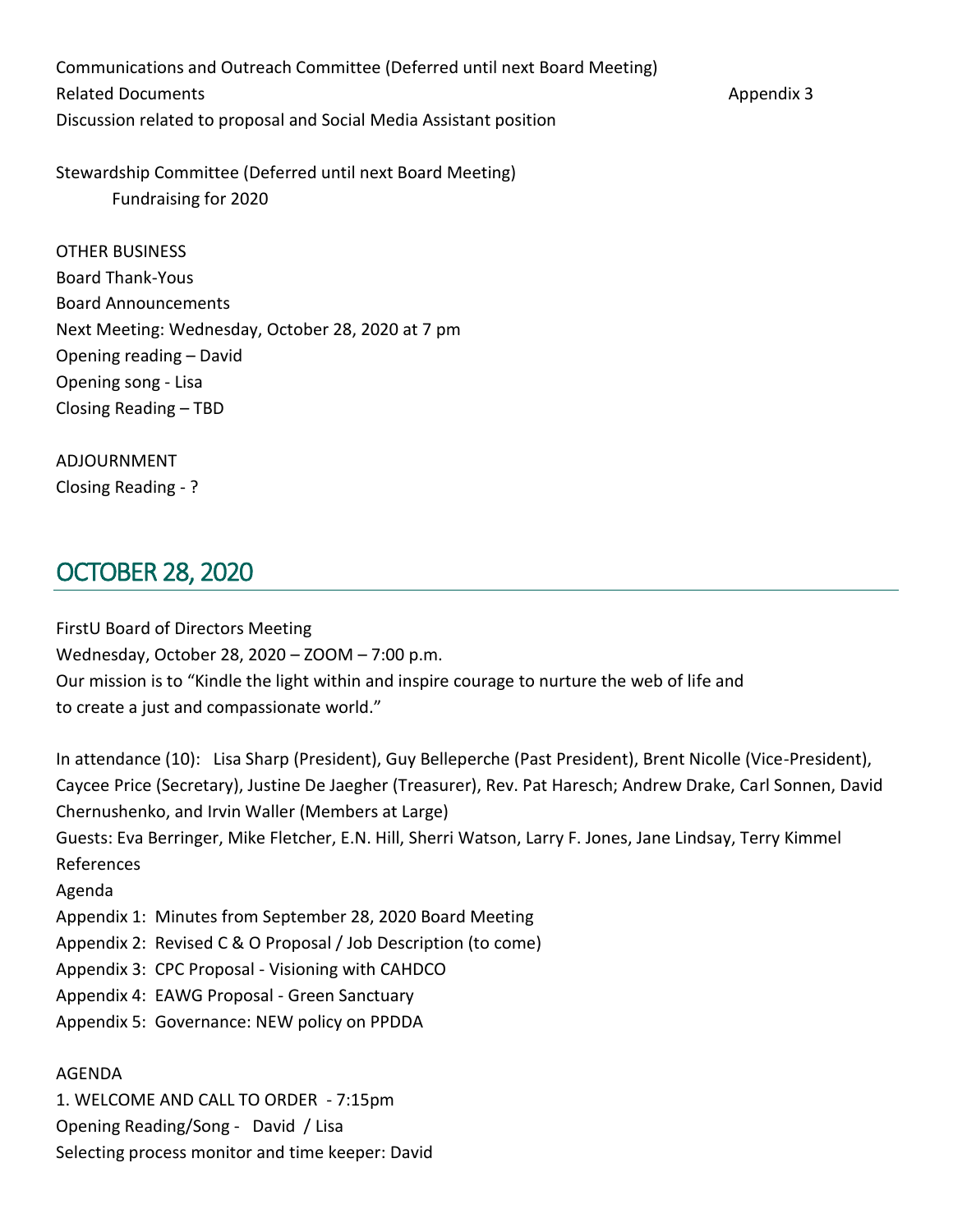Communications and Outreach Committee (Deferred until next Board Meeting)
Related Documents Appendix 3
Discussion related to proposal and Social Media Assistant position

Stewardship Committee (Deferred until next Board Meeting)
Fundraising for 2020

OTHER BUSINESS
Board Thank-Yous
Board Announcements
Next Meeting: Wednesday, October 28, 2020 at 7 pm
Opening reading – David
Opening song - Lisa
Closing Reading – TBD

ADJOURNMENT
Closing Reading - ?

## OCTOBER 28, 2020

FirstU Board of Directors Meeting
Wednesday, October 28, 2020 – ZOOM – 7:00 p.m.
Our mission is to "Kindle the light within and inspire courage to nurture the web of life and to create a just and compassionate world."

In attendance (10): Lisa Sharp (President), Guy Belleperche (Past President), Brent Nicolle (Vice-President), Caycee Price (Secretary), Justine De Jaegher (Treasurer), Rev. Pat Haresch; Andrew Drake, Carl Sonnen, David Chernushenko, and Irvin Waller (Members at Large)
Guests: Eva Berringer, Mike Fletcher, E.N. Hill, Sherri Watson, Larry F. Jones, Jane Lindsay, Terry Kimmel
References
Agenda
Appendix 1: Minutes from September 28, 2020 Board Meeting
Appendix 2: Revised C & O Proposal / Job Description (to come)
Appendix 3: CPC Proposal - Visioning with CAHDCO
Appendix 4: EAWG Proposal - Green Sanctuary
Appendix 5: Governance: NEW policy on PPDDA

AGENDA
1. WELCOME AND CALL TO ORDER - 7:15pm
Opening Reading/Song - David / Lisa
Selecting process monitor and time keeper: David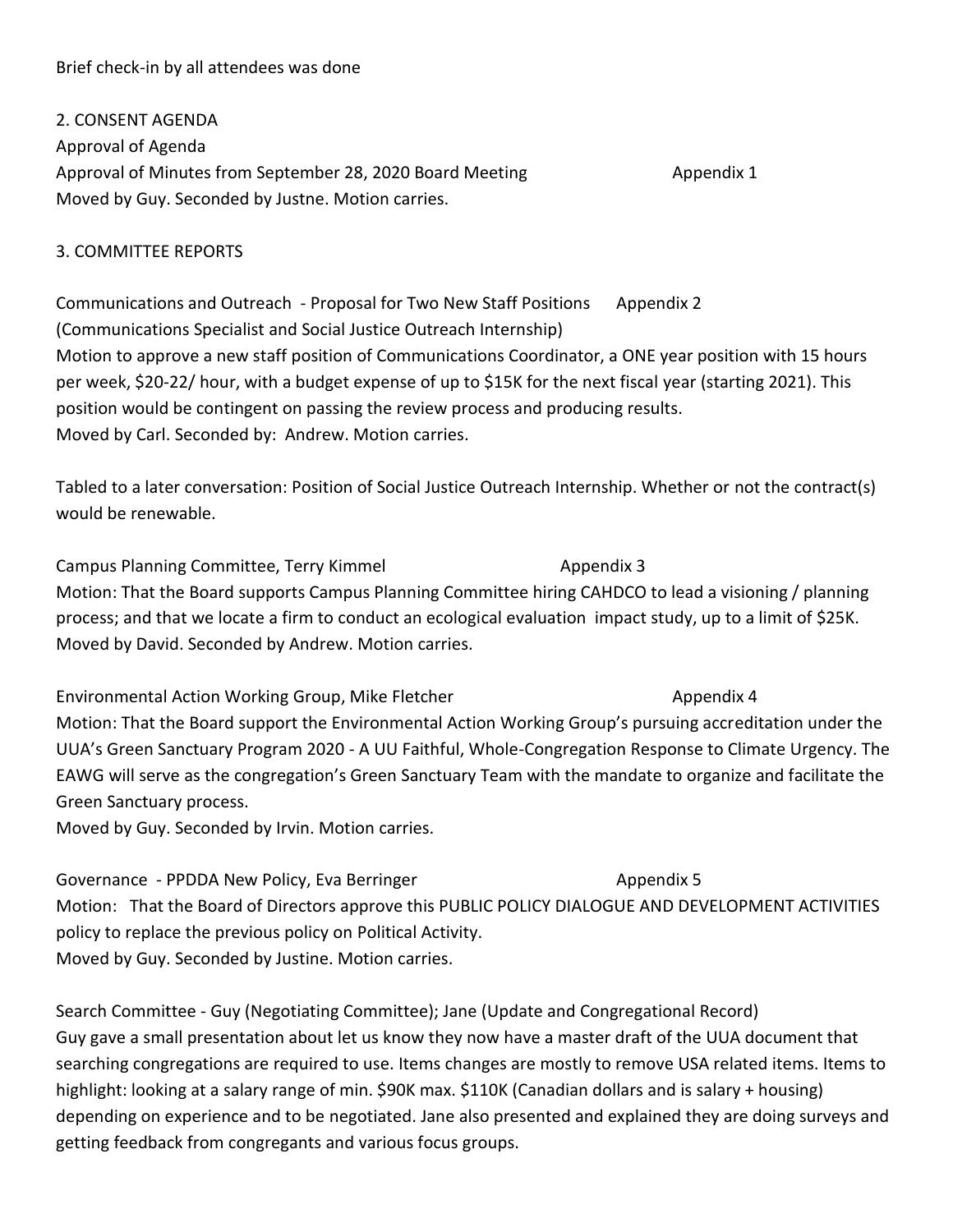Brief check-in by all attendees was done

2. CONSENT AGENDA

Approval of Agenda

Approval of Minutes from September 28, 2020 Board Meeting Appendix 1

Moved by Guy. Seconded by Justne. Motion carries.

3. COMMITTEE REPORTS

Communications and Outreach - Proposal for Two New Staff Positions Appendix 2
(Communications Specialist and Social Justice Outreach Internship)

Motion to approve a new staff position of Communications Coordinator, a ONE year position with 15 hours per week, $20-22/ hour, with a budget expense of up to $15K for the next fiscal year (starting 2021). This position would be contingent on passing the review process and producing results.

Moved by Carl. Seconded by: Andrew. Motion carries.

Tabled to a later conversation: Position of Social Justice Outreach Internship. Whether or not the contract(s) would be renewable.

Campus Planning Committee, Terry Kimmel Appendix 3

Motion: That the Board supports Campus Planning Committee hiring CAHDCO to lead a visioning / planning process; and that we locate a firm to conduct an ecological evaluation impact study, up to a limit of $25K.

Moved by David. Seconded by Andrew. Motion carries.

Environmental Action Working Group, Mike Fletcher Appendix 4

Motion: That the Board support the Environmental Action Working Group's pursuing accreditation under the UUA's Green Sanctuary Program 2020 - A UU Faithful, Whole-Congregation Response to Climate Urgency. The EAWG will serve as the congregation's Green Sanctuary Team with the mandate to organize and facilitate the Green Sanctuary process.

Moved by Guy. Seconded by Irvin. Motion carries.

Governance - PPDDA New Policy, Eva Berringer Appendix 5

Motion: That the Board of Directors approve this PUBLIC POLICY DIALOGUE AND DEVELOPMENT ACTIVITIES policy to replace the previous policy on Political Activity.

Moved by Guy. Seconded by Justine. Motion carries.

Search Committee - Guy (Negotiating Committee); Jane (Update and Congregational Record)

Guy gave a small presentation about let us know they now have a master draft of the UUA document that searching congregations are required to use. Items changes are mostly to remove USA related items. Items to highlight: looking at a salary range of min. $90K max. $110K (Canadian dollars and is salary + housing) depending on experience and to be negotiated. Jane also presented and explained they are doing surveys and getting feedback from congregants and various focus groups.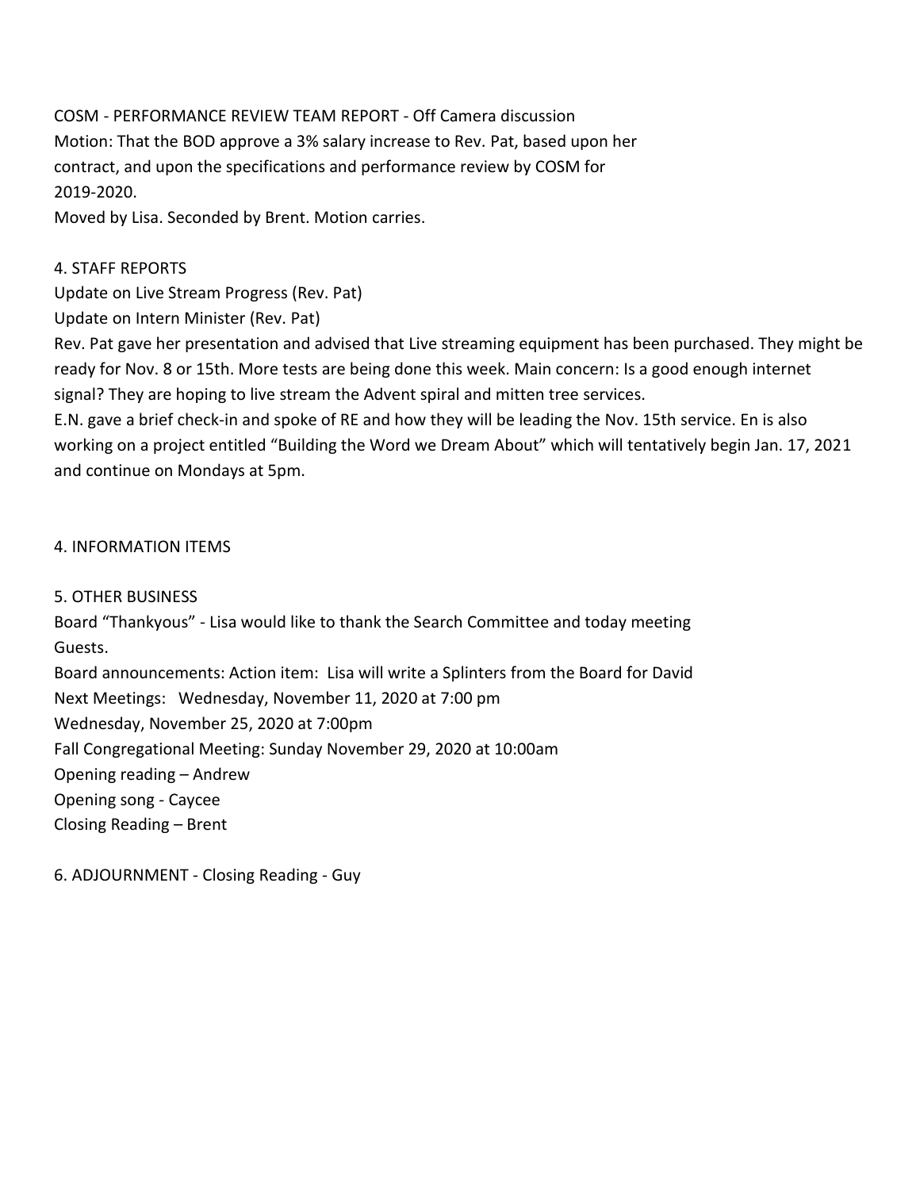COSM - PERFORMANCE REVIEW TEAM REPORT - Off Camera discussion
Motion: That the BOD approve a 3% salary increase to Rev. Pat, based upon her contract, and upon the specifications and performance review by COSM for 2019-2020.
Moved by Lisa. Seconded by Brent. Motion carries.

4. STAFF REPORTS
Update on Live Stream Progress (Rev. Pat)
Update on Intern Minister (Rev. Pat)
Rev. Pat gave her presentation and advised that Live streaming equipment has been purchased. They might be ready for Nov. 8 or 15th. More tests are being done this week. Main concern: Is a good enough internet signal? They are hoping to live stream the Advent spiral and mitten tree services.
E.N. gave a brief check-in and spoke of RE and how they will be leading the Nov. 15th service. En is also working on a project entitled "Building the Word we Dream About" which will tentatively begin Jan. 17, 2021 and continue on Mondays at 5pm.

4. INFORMATION ITEMS

5. OTHER BUSINESS
Board "Thankyous" - Lisa would like to thank the Search Committee and today meeting Guests.
Board announcements: Action item: Lisa will write a Splinters from the Board for David
Next Meetings: Wednesday, November 11, 2020 at 7:00 pm
Wednesday, November 25, 2020 at 7:00pm
Fall Congregational Meeting: Sunday November 29, 2020 at 10:00am
Opening reading – Andrew
Opening song - Caycee
Closing Reading – Brent

6. ADJOURNMENT - Closing Reading - Guy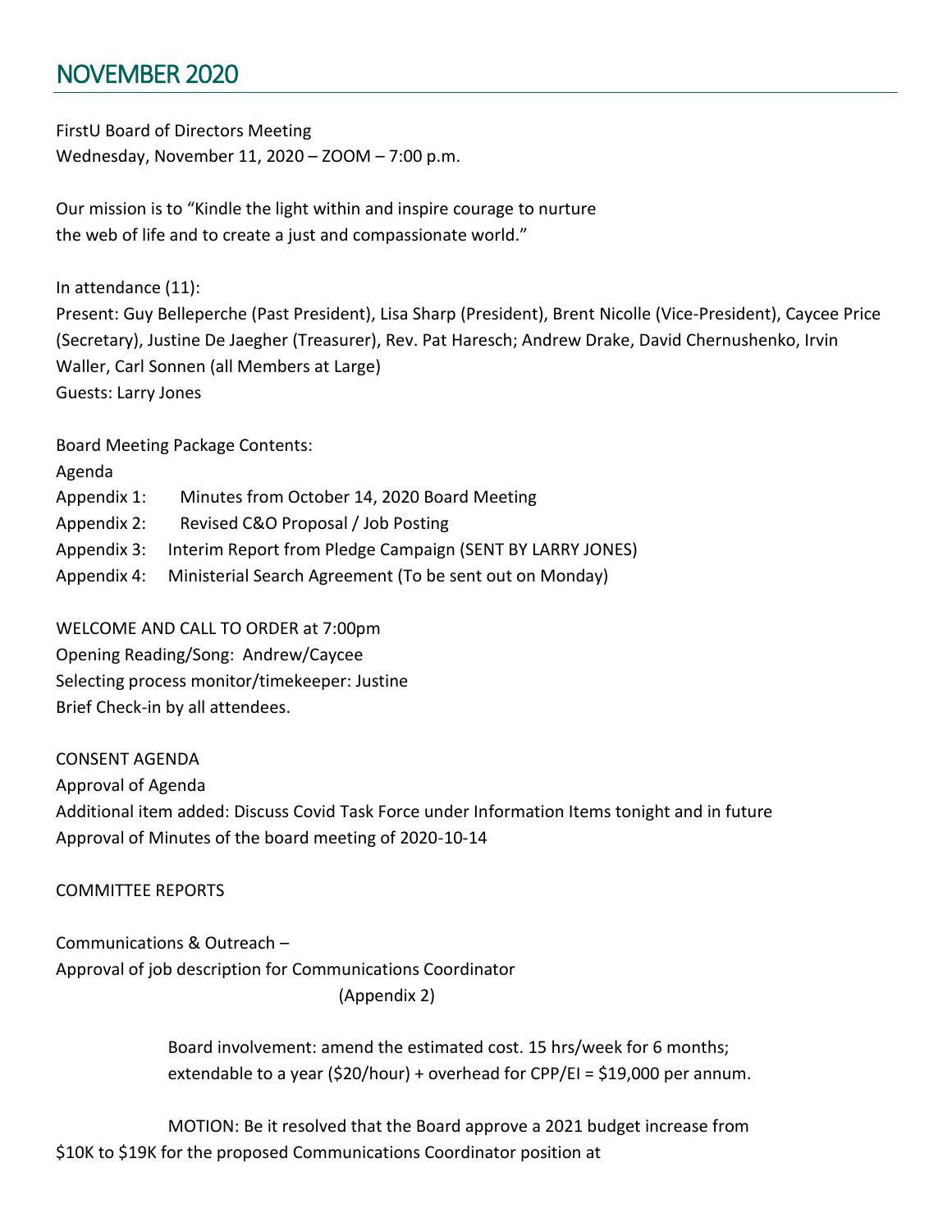## NOVEMBER 2020

FirstU Board of Directors Meeting
Wednesday, November 11, 2020 – ZOOM – 7:00 p.m.

Our mission is to "Kindle the light within and inspire courage to nurture the web of life and to create a just and compassionate world."

In attendance (11):
Present: Guy Belleperche (Past President), Lisa Sharp (President), Brent Nicolle (Vice-President), Caycee Price (Secretary), Justine De Jaegher (Treasurer), Rev. Pat Haresch; Andrew Drake, David Chernushenko, Irvin Waller, Carl Sonnen (all Members at Large)
Guests: Larry Jones

Board Meeting Package Contents:
Agenda
Appendix 1: Minutes from October 14, 2020 Board Meeting
Appendix 2: Revised C&O Proposal / Job Posting
Appendix 3: Interim Report from Pledge Campaign (SENT BY LARRY JONES)
Appendix 4: Ministerial Search Agreement (To be sent out on Monday)

WELCOME AND CALL TO ORDER at 7:00pm
Opening Reading/Song: Andrew/Caycee
Selecting process monitor/timekeeper: Justine
Brief Check-in by all attendees.

CONSENT AGENDA
Approval of Agenda
Additional item added: Discuss Covid Task Force under Information Items tonight and in future
Approval of Minutes of the board meeting of 2020-10-14

COMMITTEE REPORTS

Communications & Outreach –
Approval of job description for Communications Coordinator
(Appendix 2)

Board involvement: amend the estimated cost. 15 hrs/week for 6 months; extendable to a year ($20/hour) + overhead for CPP/EI = $19,000 per annum.

MOTION: Be it resolved that the Board approve a 2021 budget increase from $10K to $19K for the proposed Communications Coordinator position at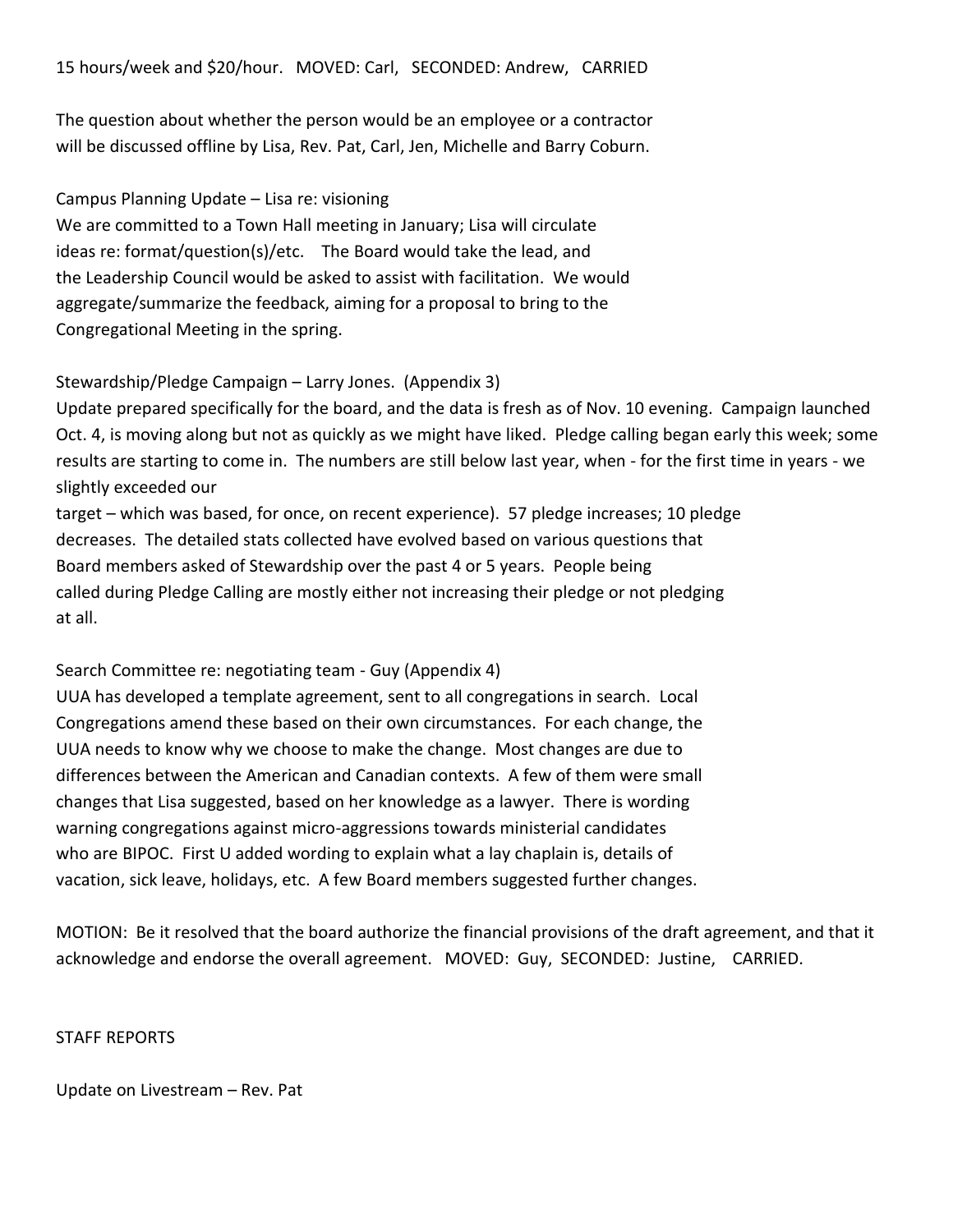15 hours/week and $20/hour. MOVED: Carl, SECONDED: Andrew, CARRIED

The question about whether the person would be an employee or a contractor will be discussed offline by Lisa, Rev. Pat, Carl, Jen, Michelle and Barry Coburn.

Campus Planning Update – Lisa re: visioning

We are committed to a Town Hall meeting in January; Lisa will circulate ideas re: format/question(s)/etc. The Board would take the lead, and the Leadership Council would be asked to assist with facilitation. We would aggregate/summarize the feedback, aiming for a proposal to bring to the Congregational Meeting in the spring.

Stewardship/Pledge Campaign – Larry Jones. (Appendix 3)

Update prepared specifically for the board, and the data is fresh as of Nov. 10 evening. Campaign launched Oct. 4, is moving along but not as quickly as we might have liked. Pledge calling began early this week; some results are starting to come in. The numbers are still below last year, when - for the first time in years - we slightly exceeded our target – which was based, for once, on recent experience). 57 pledge increases; 10 pledge decreases. The detailed stats collected have evolved based on various questions that Board members asked of Stewardship over the past 4 or 5 years. People being called during Pledge Calling are mostly either not increasing their pledge or not pledging at all.

Search Committee re: negotiating team - Guy (Appendix 4)

UUA has developed a template agreement, sent to all congregations in search. Local Congregations amend these based on their own circumstances. For each change, the UUA needs to know why we choose to make the change. Most changes are due to differences between the American and Canadian contexts. A few of them were small changes that Lisa suggested, based on her knowledge as a lawyer. There is wording warning congregations against micro-aggressions towards ministerial candidates who are BIPOC. First U added wording to explain what a lay chaplain is, details of vacation, sick leave, holidays, etc. A few Board members suggested further changes.

MOTION: Be it resolved that the board authorize the financial provisions of the draft agreement, and that it acknowledge and endorse the overall agreement. MOVED: Guy, SECONDED: Justine, CARRIED.

STAFF REPORTS

Update on Livestream – Rev. Pat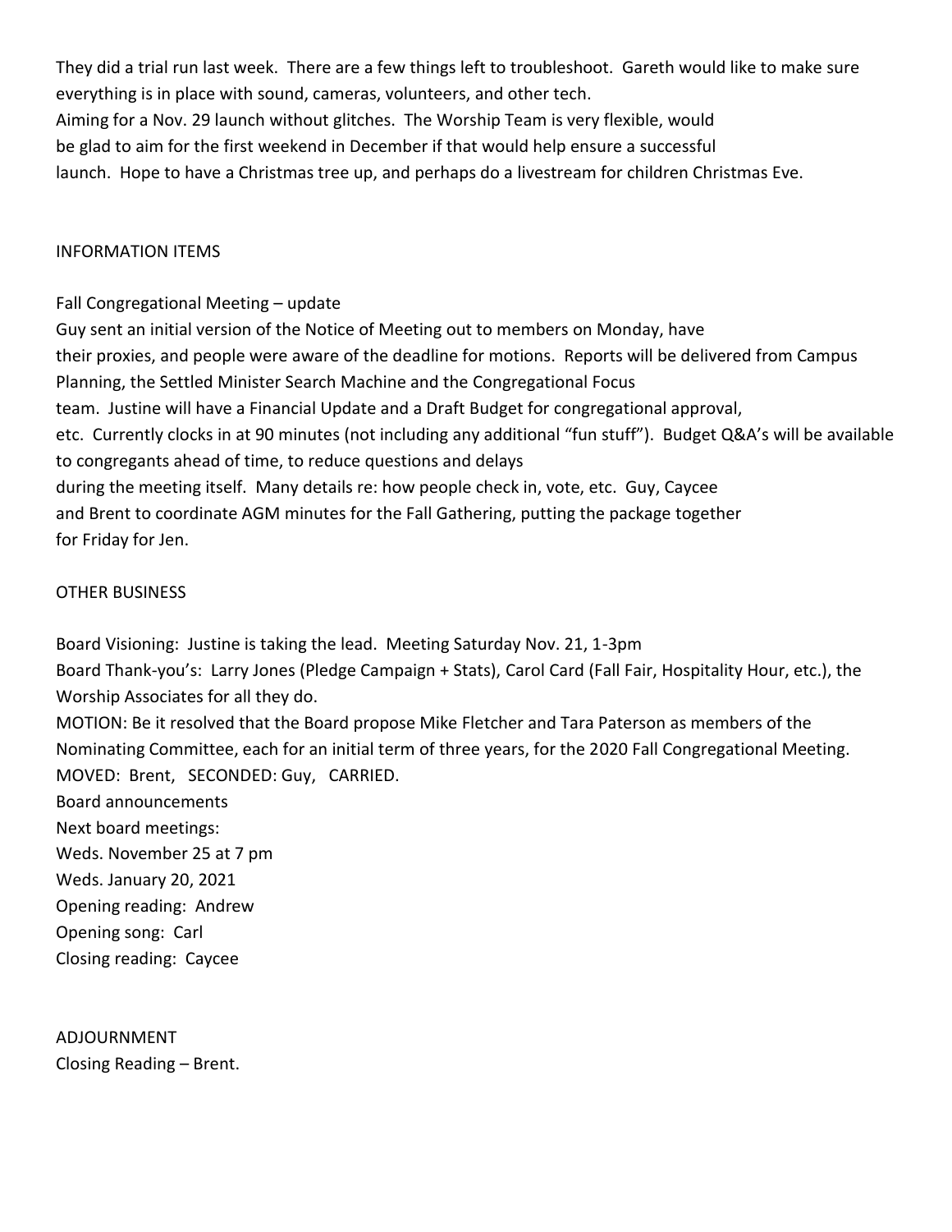They did a trial run last week. There are a few things left to troubleshoot. Gareth would like to make sure everything is in place with sound, cameras, volunteers, and other tech.
Aiming for a Nov. 29 launch without glitches. The Worship Team is very flexible, would be glad to aim for the first weekend in December if that would help ensure a successful launch. Hope to have a Christmas tree up, and perhaps do a livestream for children Christmas Eve.

INFORMATION ITEMS

Fall Congregational Meeting – update
Guy sent an initial version of the Notice of Meeting out to members on Monday, have their proxies, and people were aware of the deadline for motions. Reports will be delivered from Campus Planning, the Settled Minister Search Machine and the Congregational Focus team. Justine will have a Financial Update and a Draft Budget for congregational approval, etc. Currently clocks in at 90 minutes (not including any additional "fun stuff"). Budget Q&A's will be available to congregants ahead of time, to reduce questions and delays during the meeting itself. Many details re: how people check in, vote, etc. Guy, Caycee and Brent to coordinate AGM minutes for the Fall Gathering, putting the package together for Friday for Jen.

OTHER BUSINESS

Board Visioning: Justine is taking the lead. Meeting Saturday Nov. 21, 1-3pm
Board Thank-you's: Larry Jones (Pledge Campaign + Stats), Carol Card (Fall Fair, Hospitality Hour, etc.), the Worship Associates for all they do.
MOTION: Be it resolved that the Board propose Mike Fletcher and Tara Paterson as members of the Nominating Committee, each for an initial term of three years, for the 2020 Fall Congregational Meeting.
MOVED: Brent, SECONDED: Guy, CARRIED.
Board announcements
Next board meetings:
Weds. November 25 at 7 pm
Weds. January 20, 2021
Opening reading: Andrew
Opening song: Carl
Closing reading: Caycee

ADJOURNMENT
Closing Reading – Brent.